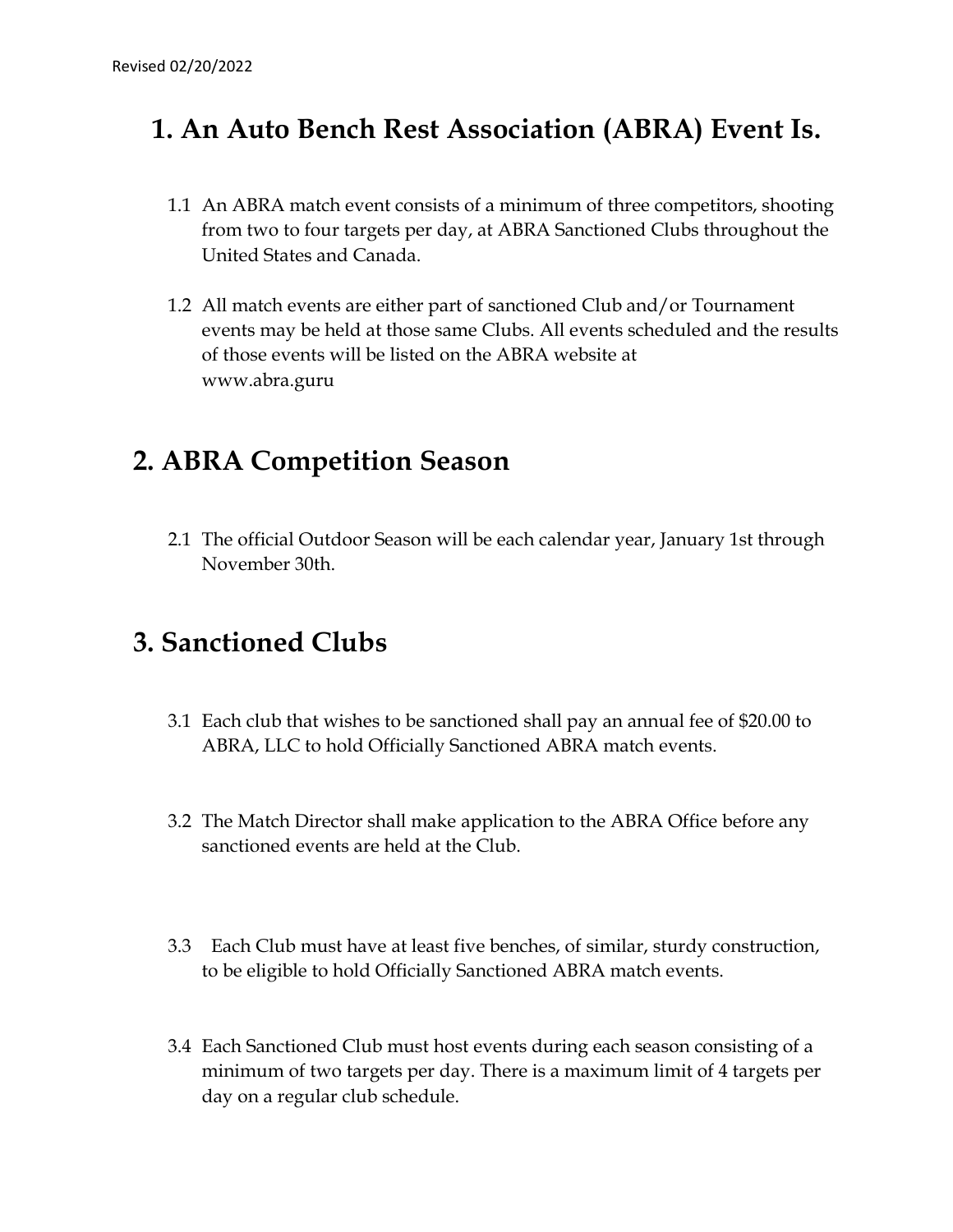Revised 02/20/2022

# 1. An Auto Bench Rest Association (ABRA) Event Is.

1.1 An ABRA match event consists of a minimum of three competitors, shooting from two to four targets per day, at ABRA Sanctioned Clubs throughout the United States and Canada.

1.2 All match events are either part of sanctioned Club and/or Tournament events may be held at those same Clubs. All events scheduled and the results of those events will be listed on the ABRA website at www.abra.guru

# 2. ABRA Competition Season

2.1 The official Outdoor Season will be each calendar year, January 1st through November 30th.

# 3. Sanctioned Clubs

3.1 Each club that wishes to be sanctioned shall pay an annual fee of $20.00 to ABRA, LLC to hold Officially Sanctioned ABRA match events.

3.2 The Match Director shall make application to the ABRA Office before any sanctioned events are held at the Club.

3.3 Each Club must have at least five benches, of similar, sturdy construction, to be eligible to hold Officially Sanctioned ABRA match events.

3.4 Each Sanctioned Club must host events during each season consisting of a minimum of two targets per day. There is a maximum limit of 4 targets per day on a regular club schedule.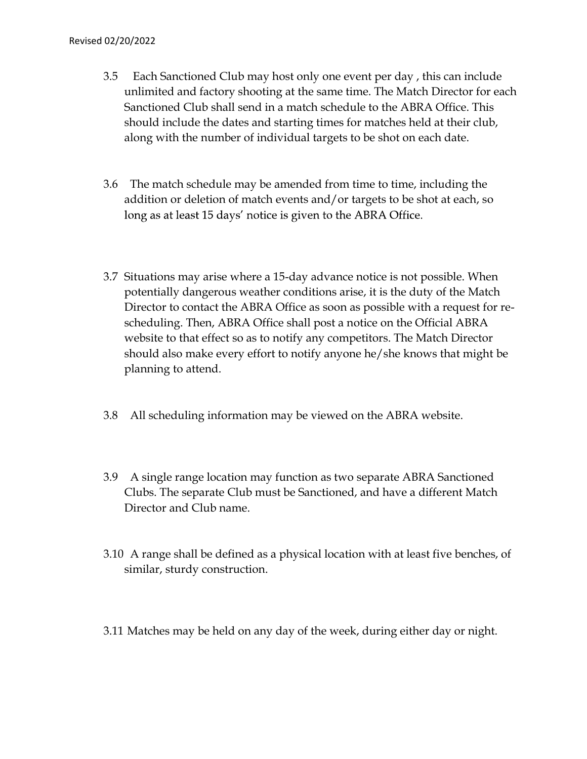3.5 Each Sanctioned Club may host only one event per day , this can include unlimited and factory shooting at the same time. The Match Director for each Sanctioned Club shall send in a match schedule to the ABRA Office. This should include the dates and starting times for matches held at their club, along with the number of individual targets to be shot on each date.

3.6 The match schedule may be amended from time to time, including the addition or deletion of match events and/or targets to be shot at each, so long as at least 15 days' notice is given to the ABRA Office.

3.7 Situations may arise where a 15-day advance notice is not possible. When potentially dangerous weather conditions arise, it is the duty of the Match Director to contact the ABRA Office as soon as possible with a request for re-scheduling. Then, ABRA Office shall post a notice on the Official ABRA website to that effect so as to notify any competitors. The Match Director should also make every effort to notify anyone he/she knows that might be planning to attend.

3.8 All scheduling information may be viewed on the ABRA website.

3.9 A single range location may function as two separate ABRA Sanctioned Clubs. The separate Club must be Sanctioned, and have a different Match Director and Club name.

3.10 A range shall be defined as a physical location with at least five benches, of similar, sturdy construction.

3.11 Matches may be held on any day of the week, during either day or night.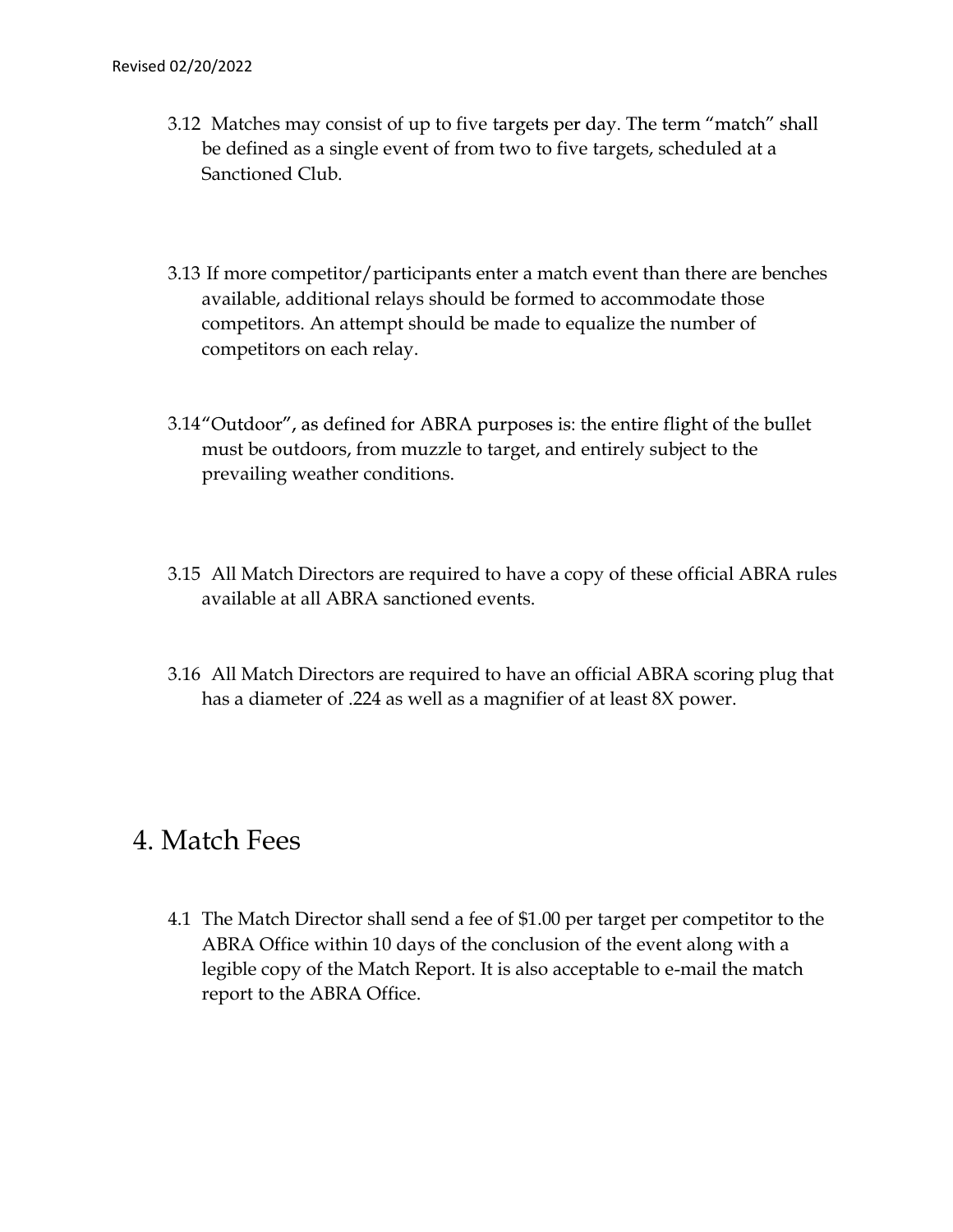3.12 Matches may consist of up to five targets per day. The term "match" shall be defined as a single event of from two to five targets, scheduled at a Sanctioned Club.

3.13 If more competitor/participants enter a match event than there are benches available, additional relays should be formed to accommodate those competitors. An attempt should be made to equalize the number of competitors on each relay.

3.14 "Outdoor", as defined for ABRA purposes is: the entire flight of the bullet must be outdoors, from muzzle to target, and entirely subject to the prevailing weather conditions.

3.15 All Match Directors are required to have a copy of these official ABRA rules available at all ABRA sanctioned events.

3.16 All Match Directors are required to have an official ABRA scoring plug that has a diameter of .224 as well as a magnifier of at least 8X power.

# 4. Match Fees

4.1 The Match Director shall send a fee of $1.00 per target per competitor to the ABRA Office within 10 days of the conclusion of the event along with a legible copy of the Match Report. It is also acceptable to e-mail the match report to the ABRA Office.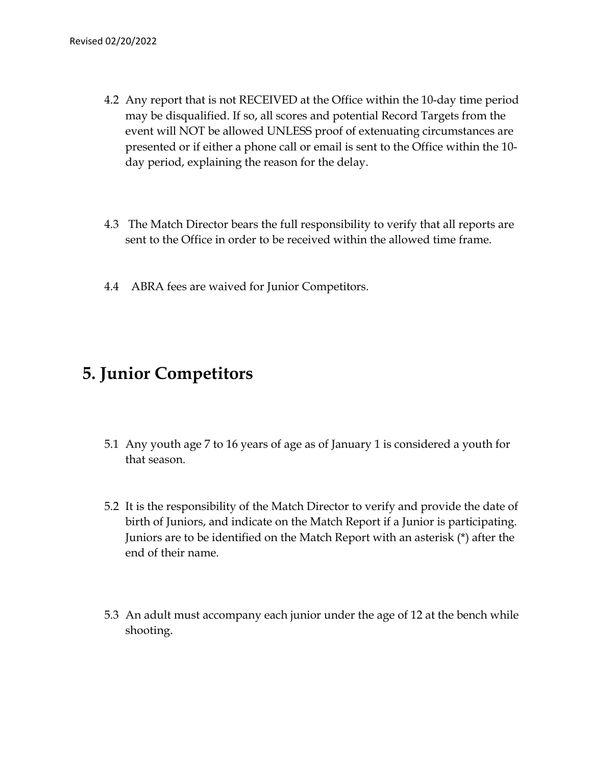4.2 Any report that is not RECEIVED at the Office within the 10-day time period may be disqualified. If so, all scores and potential Record Targets from the event will NOT be allowed UNLESS proof of extenuating circumstances are presented or if either a phone call or email is sent to the Office within the 10-day period, explaining the reason for the delay.

4.3 The Match Director bears the full responsibility to verify that all reports are sent to the Office in order to be received within the allowed time frame.

4.4 ABRA fees are waived for Junior Competitors.

## 5. Junior Competitors

5.1 Any youth age 7 to 16 years of age as of January 1 is considered a youth for that season.

5.2 It is the responsibility of the Match Director to verify and provide the date of birth of Juniors, and indicate on the Match Report if a Junior is participating. Juniors are to be identified on the Match Report with an asterisk (*) after the end of their name.

5.3 An adult must accompany each junior under the age of 12 at the bench while shooting.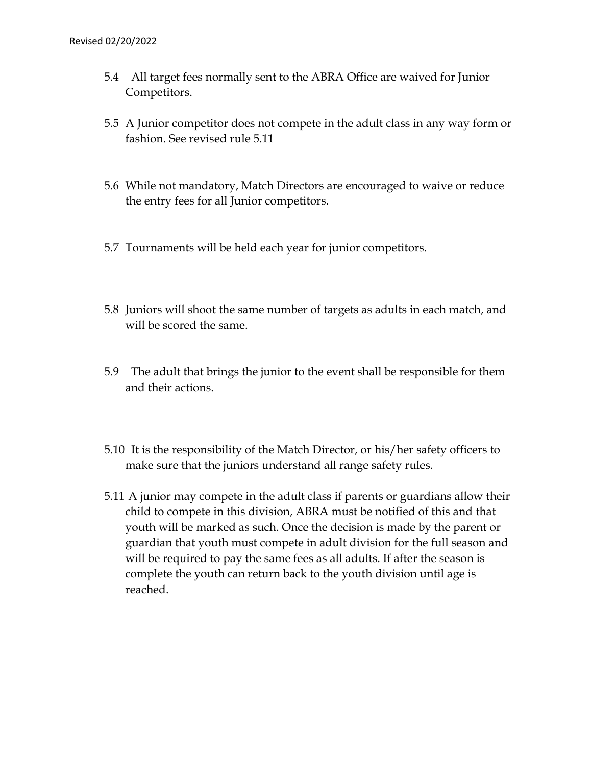5.4 All target fees normally sent to the ABRA Office are waived for Junior Competitors.

5.5 A Junior competitor does not compete in the adult class in any way form or fashion. See revised rule 5.11

5.6 While not mandatory, Match Directors are encouraged to waive or reduce the entry fees for all Junior competitors.

5.7 Tournaments will be held each year for junior competitors.

5.8 Juniors will shoot the same number of targets as adults in each match, and will be scored the same.

5.9 The adult that brings the junior to the event shall be responsible for them and their actions.

5.10 It is the responsibility of the Match Director, or his/her safety officers to make sure that the juniors understand all range safety rules.

5.11 A junior may compete in the adult class if parents or guardians allow their child to compete in this division, ABRA must be notified of this and that youth will be marked as such. Once the decision is made by the parent or guardian that youth must compete in adult division for the full season and will be required to pay the same fees as all adults. If after the season is complete the youth can return back to the youth division until age is reached.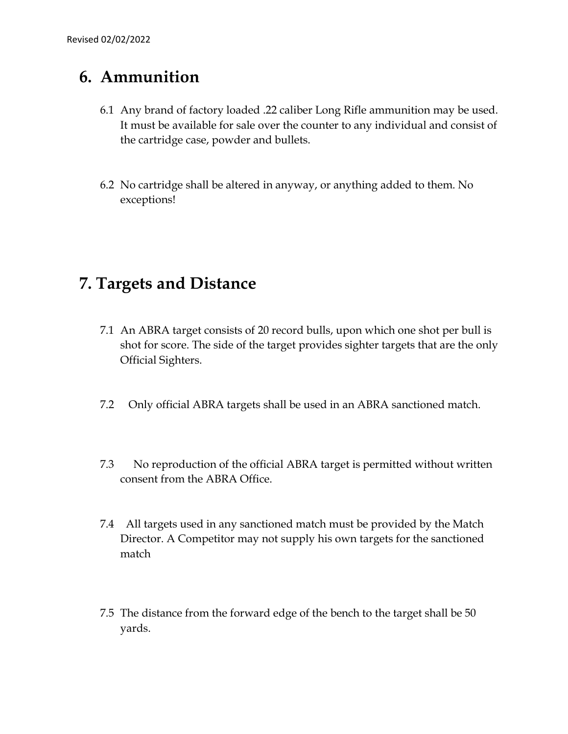## 6. Ammunition

6.1 Any brand of factory loaded .22 caliber Long Rifle ammunition may be used. It must be available for sale over the counter to any individual and consist of the cartridge case, powder and bullets.

6.2 No cartridge shall be altered in anyway, or anything added to them. No exceptions!

## 7. Targets and Distance

7.1 An ABRA target consists of 20 record bulls, upon which one shot per bull is shot for score. The side of the target provides sighter targets that are the only Official Sighters.

7.2 Only official ABRA targets shall be used in an ABRA sanctioned match.

7.3 No reproduction of the official ABRA target is permitted without written consent from the ABRA Office.

7.4 All targets used in any sanctioned match must be provided by the Match Director. A Competitor may not supply his own targets for the sanctioned match

7.5 The distance from the forward edge of the bench to the target shall be 50 yards.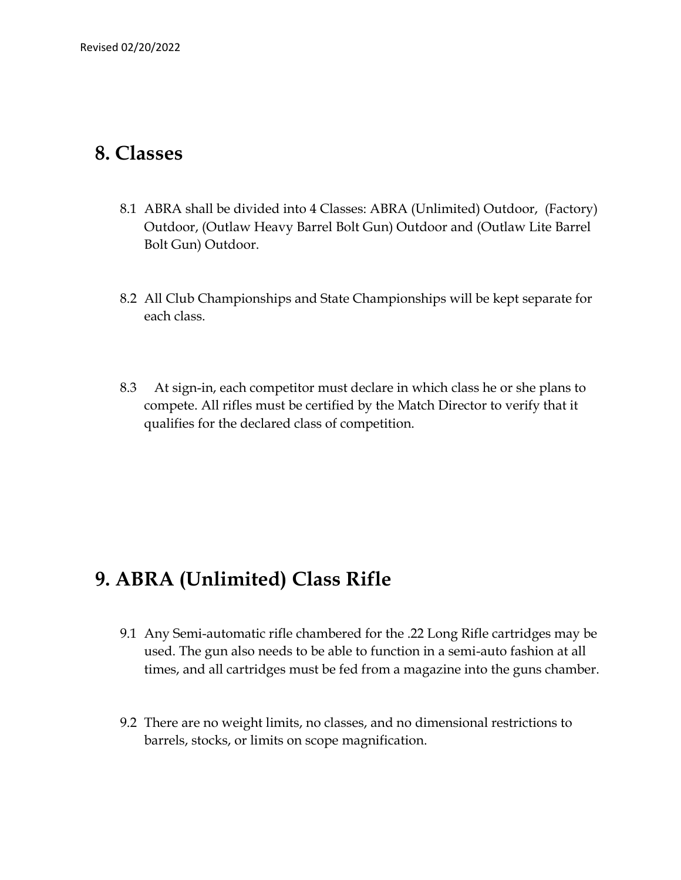## 8. Classes

8.1 ABRA shall be divided into 4 Classes: ABRA (Unlimited) Outdoor, (Factory) Outdoor, (Outlaw Heavy Barrel Bolt Gun) Outdoor and (Outlaw Lite Barrel Bolt Gun) Outdoor.

8.2 All Club Championships and State Championships will be kept separate for each class.

8.3 At sign-in, each competitor must declare in which class he or she plans to compete. All rifles must be certified by the Match Director to verify that it qualifies for the declared class of competition.

## 9. ABRA (Unlimited) Class Rifle

9.1 Any Semi-automatic rifle chambered for the .22 Long Rifle cartridges may be used. The gun also needs to be able to function in a semi-auto fashion at all times, and all cartridges must be fed from a magazine into the guns chamber.

9.2 There are no weight limits, no classes, and no dimensional restrictions to barrels, stocks, or limits on scope magnification.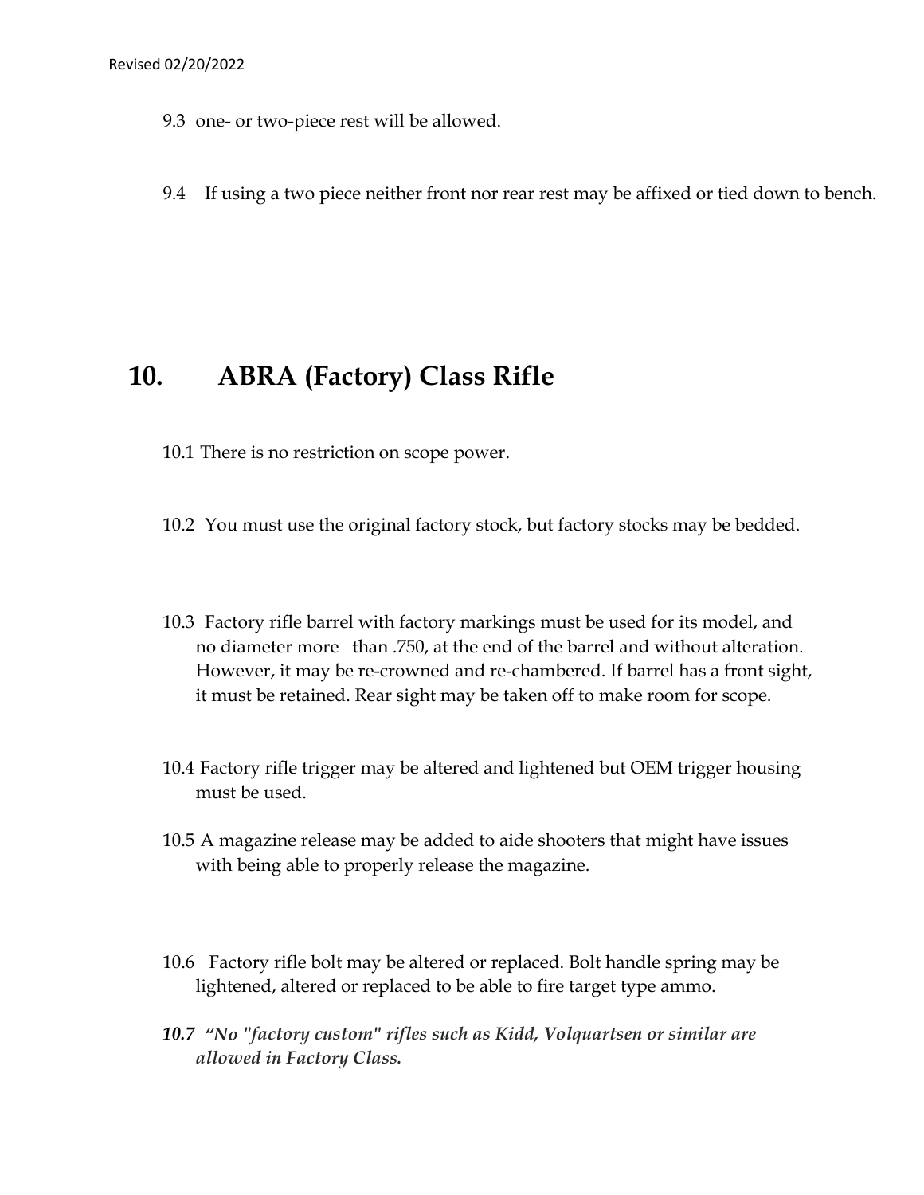9.3 one- or two-piece rest will be allowed.

9.4 If using a two piece neither front nor rear rest may be affixed or tied down to bench.

## 10. ABRA (Factory) Class Rifle

10.1 There is no restriction on scope power.

10.2 You must use the original factory stock, but factory stocks may be bedded.

10.3 Factory rifle barrel with factory markings must be used for its model, and no diameter more than .750, at the end of the barrel and without alteration. However, it may be re-crowned and re-chambered. If barrel has a front sight, it must be retained. Rear sight may be taken off to make room for scope.

10.4 Factory rifle trigger may be altered and lightened but OEM trigger housing must be used.

10.5 A magazine release may be added to aide shooters that might have issues with being able to properly release the magazine.

10.6 Factory rifle bolt may be altered or replaced. Bolt handle spring may be lightened, altered or replaced to be able to fire target type ammo.

***10.7*** *"No "factory custom" rifles such as Kidd, Volquartsen or similar are allowed in Factory Class.*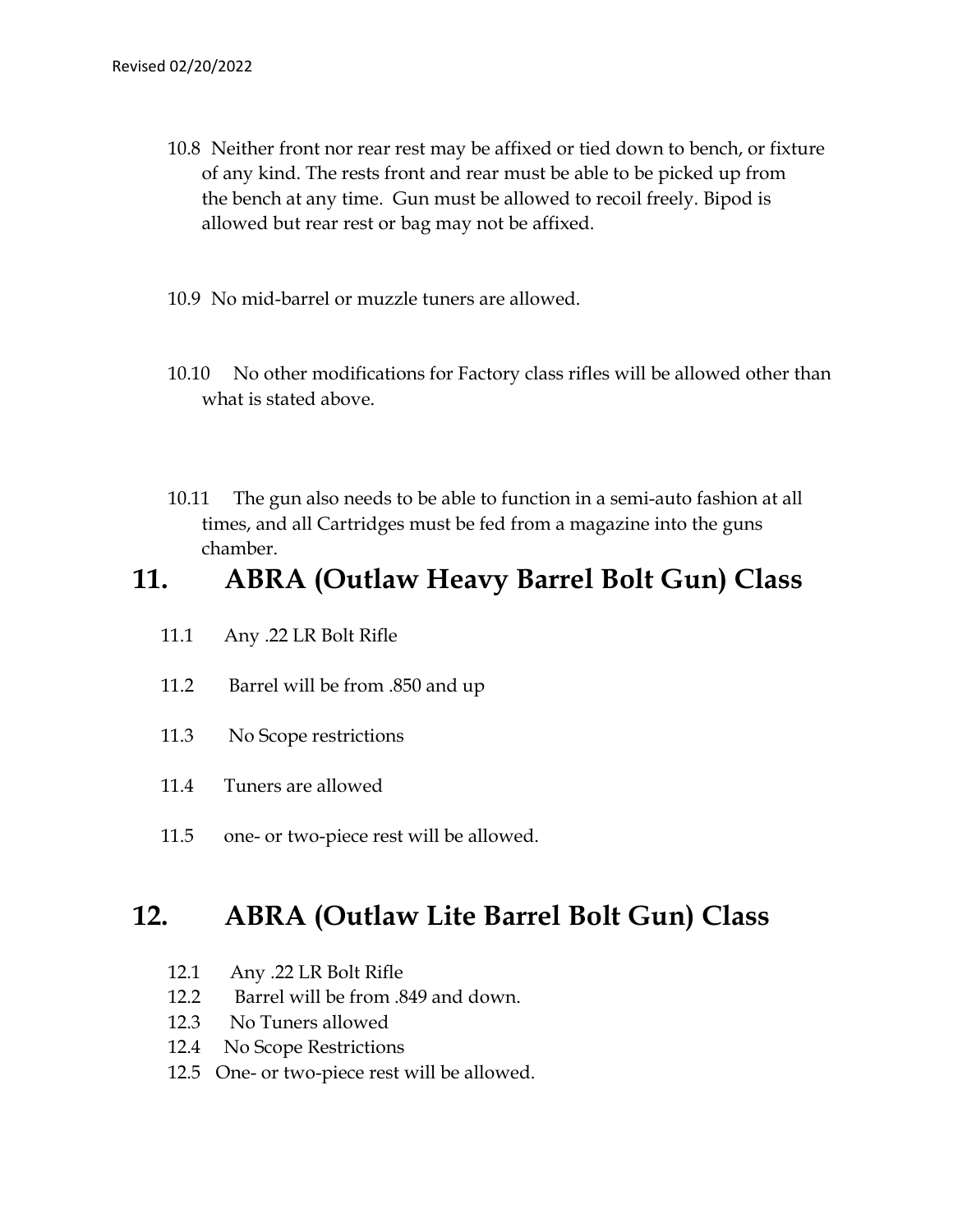10.8 Neither front nor rear rest may be affixed or tied down to bench, or fixture of any kind. The rests front and rear must be able to be picked up from the bench at any time. Gun must be allowed to recoil freely. Bipod is allowed but rear rest or bag may not be affixed.

10.9 No mid-barrel or muzzle tuners are allowed.

10.10 No other modifications for Factory class rifles will be allowed other than what is stated above.

10.11 The gun also needs to be able to function in a semi-auto fashion at all times, and all Cartridges must be fed from a magazine into the guns chamber.

# 11. ABRA (Outlaw Heavy Barrel Bolt Gun) Class

11.1 Any .22 LR Bolt Rifle

11.2 Barrel will be from .850 and up

11.3 No Scope restrictions

11.4 Tuners are allowed

11.5 one- or two-piece rest will be allowed.

# 12. ABRA (Outlaw Lite Barrel Bolt Gun) Class

12.1 Any .22 LR Bolt Rifle
12.2 Barrel will be from .849 and down.
12.3 No Tuners allowed
12.4 No Scope Restrictions
12.5 One- or two-piece rest will be allowed.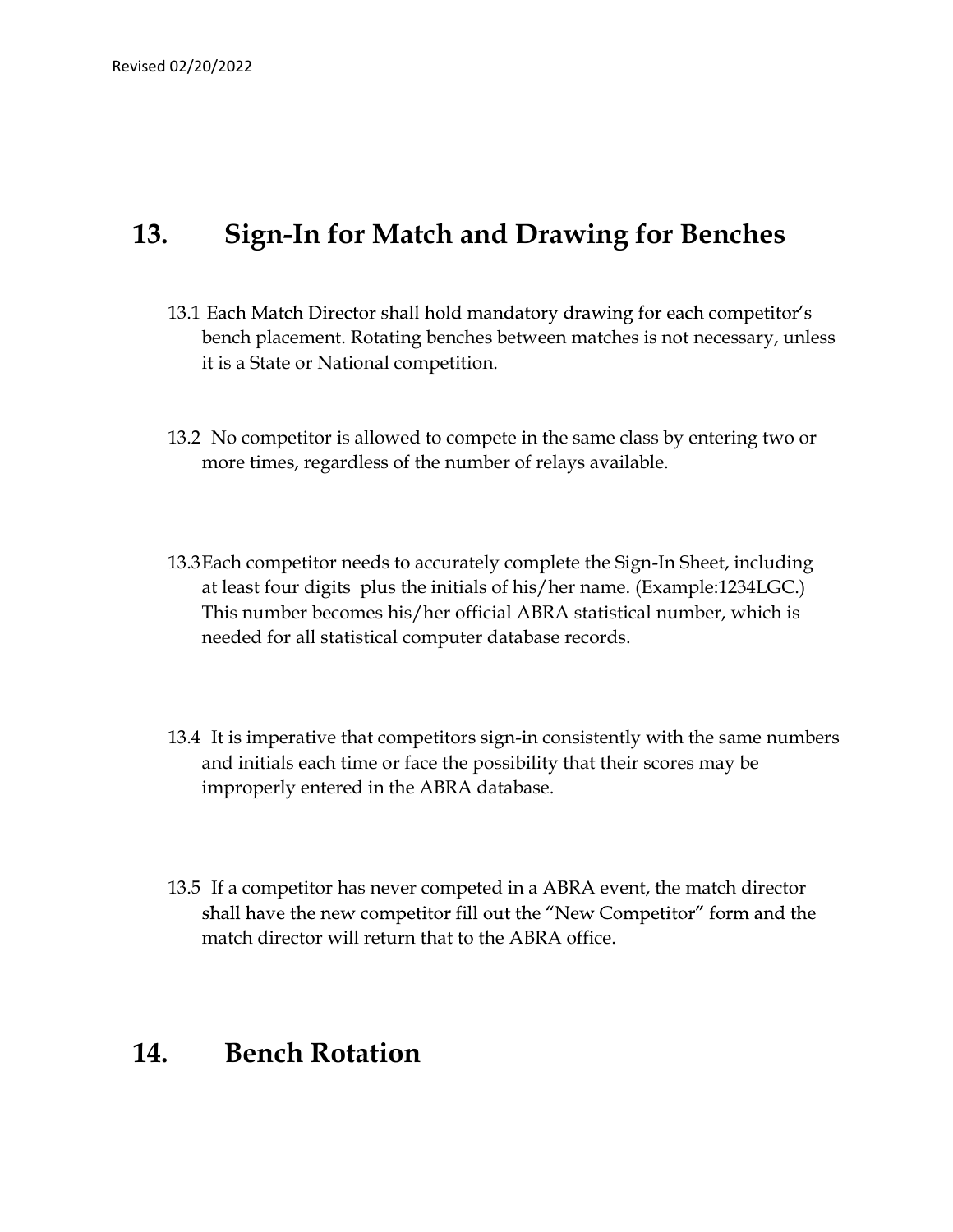## 13. Sign-In for Match and Drawing for Benches

13.1 Each Match Director shall hold mandatory drawing for each competitor's bench placement. Rotating benches between matches is not necessary, unless it is a State or National competition.

13.2 No competitor is allowed to compete in the same class by entering two or more times, regardless of the number of relays available.

13.3Each competitor needs to accurately complete the Sign-In Sheet, including at least four digits plus the initials of his/her name. (Example:1234LGC.) This number becomes his/her official ABRA statistical number, which is needed for all statistical computer database records.

13.4 It is imperative that competitors sign-in consistently with the same numbers and initials each time or face the possibility that their scores may be improperly entered in the ABRA database.

13.5 If a competitor has never competed in a ABRA event, the match director shall have the new competitor fill out the "New Competitor" form and the match director will return that to the ABRA office.

## 14. Bench Rotation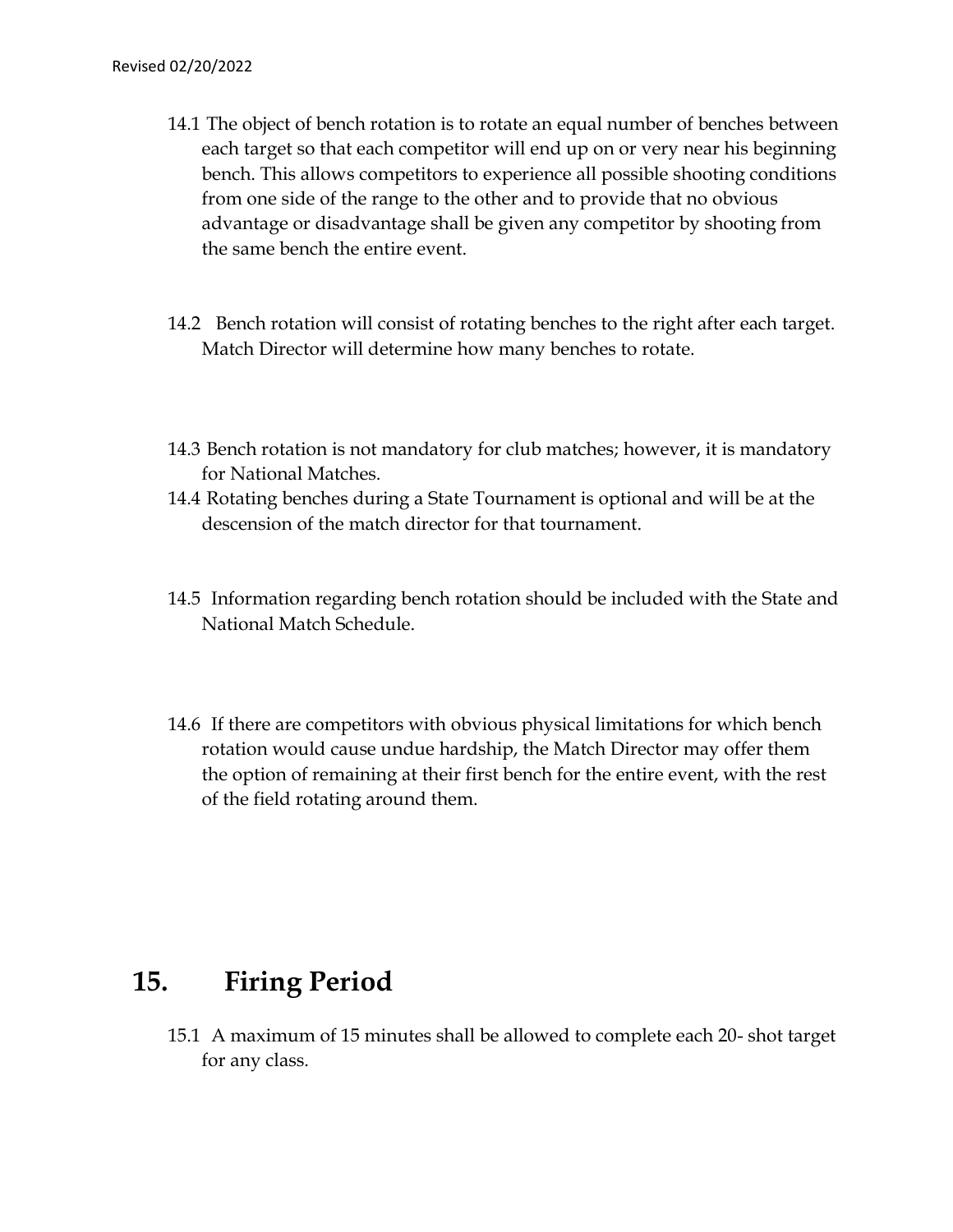14.1 The object of bench rotation is to rotate an equal number of benches between each target so that each competitor will end up on or very near his beginning bench. This allows competitors to experience all possible shooting conditions from one side of the range to the other and to provide that no obvious advantage or disadvantage shall be given any competitor by shooting from the same bench the entire event.

14.2 Bench rotation will consist of rotating benches to the right after each target. Match Director will determine how many benches to rotate.

14.3 Bench rotation is not mandatory for club matches; however, it is mandatory for National Matches.

14.4 Rotating benches during a State Tournament is optional and will be at the descension of the match director for that tournament.

14.5 Information regarding bench rotation should be included with the State and National Match Schedule.

14.6 If there are competitors with obvious physical limitations for which bench rotation would cause undue hardship, the Match Director may offer them the option of remaining at their first bench for the entire event, with the rest of the field rotating around them.

# 15. Firing Period

15.1 A maximum of 15 minutes shall be allowed to complete each 20- shot target for any class.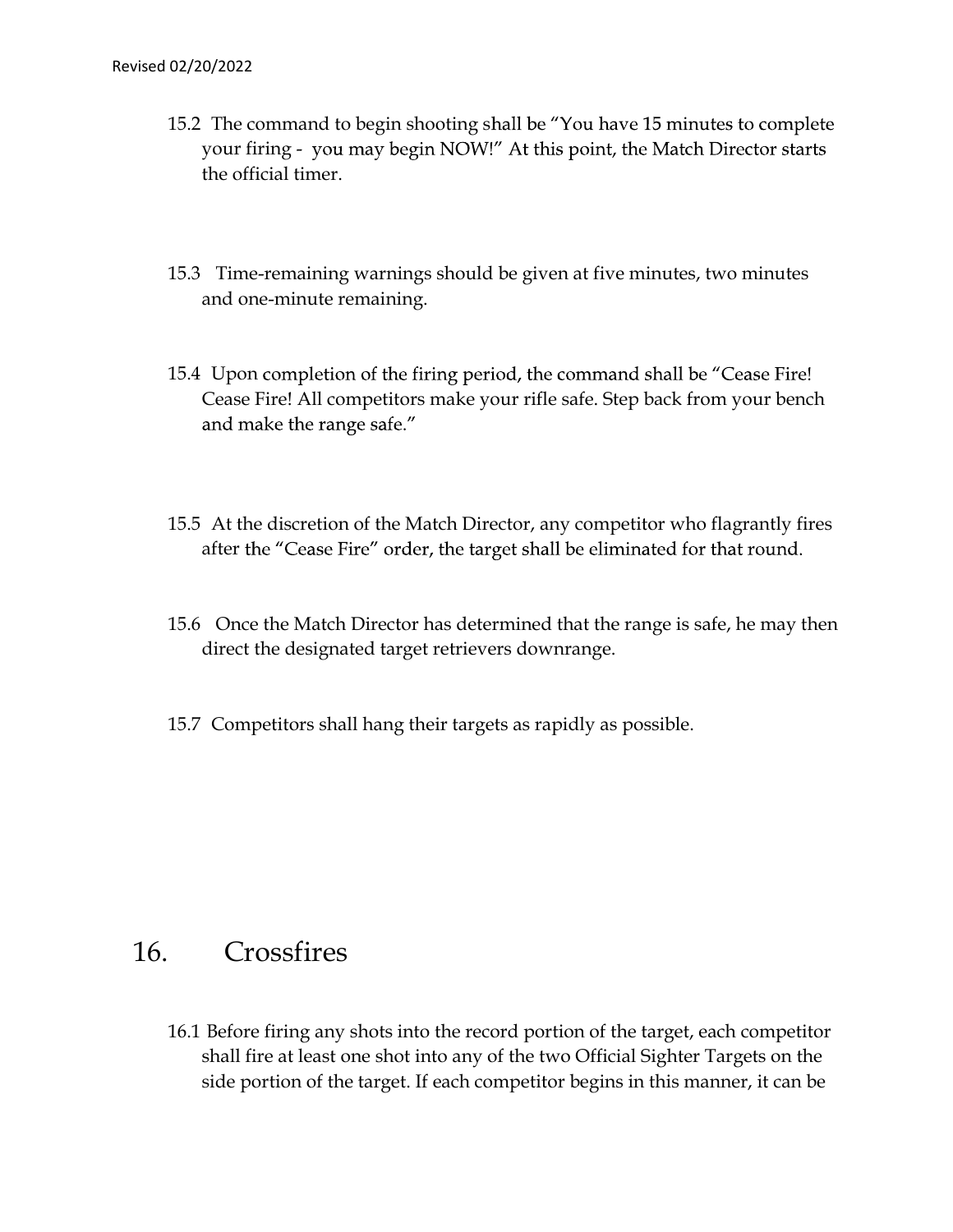15.2 The command to begin shooting shall be "You have 15 minutes to complete your firing - you may begin NOW!" At this point, the Match Director starts the official timer.

15.3 Time-remaining warnings should be given at five minutes, two minutes and one-minute remaining.

15.4 Upon completion of the firing period, the command shall be "Cease Fire! Cease Fire! All competitors make your rifle safe. Step back from your bench and make the range safe."

15.5 At the discretion of the Match Director, any competitor who flagrantly fires after the "Cease Fire" order, the target shall be eliminated for that round.

15.6 Once the Match Director has determined that the range is safe, he may then direct the designated target retrievers downrange.

15.7 Competitors shall hang their targets as rapidly as possible.

## 16. Crossfires

16.1 Before firing any shots into the record portion of the target, each competitor shall fire at least one shot into any of the two Official Sighter Targets on the side portion of the target. If each competitor begins in this manner, it can be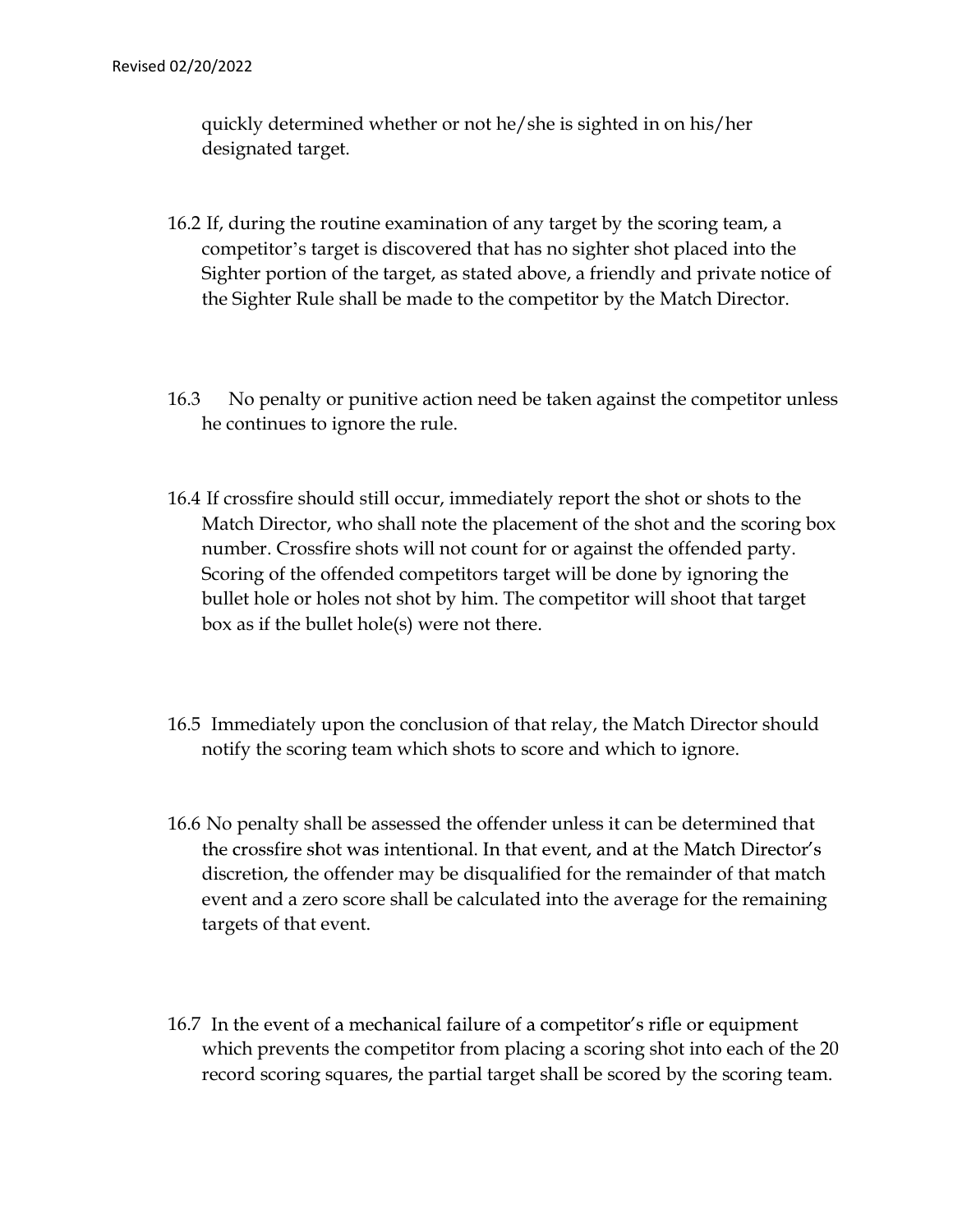quickly determined whether or not he/she is sighted in on his/her designated target.

16.2 If, during the routine examination of any target by the scoring team, a competitor's target is discovered that has no sighter shot placed into the Sighter portion of the target, as stated above, a friendly and private notice of the Sighter Rule shall be made to the competitor by the Match Director.

16.3 No penalty or punitive action need be taken against the competitor unless he continues to ignore the rule.

16.4 If crossfire should still occur, immediately report the shot or shots to the Match Director, who shall note the placement of the shot and the scoring box number. Crossfire shots will not count for or against the offended party. Scoring of the offended competitors target will be done by ignoring the bullet hole or holes not shot by him. The competitor will shoot that target box as if the bullet hole(s) were not there.

16.5 Immediately upon the conclusion of that relay, the Match Director should notify the scoring team which shots to score and which to ignore.

16.6 No penalty shall be assessed the offender unless it can be determined that the crossfire shot was intentional. In that event, and at the Match Director's discretion, the offender may be disqualified for the remainder of that match event and a zero score shall be calculated into the average for the remaining targets of that event.

16.7 In the event of a mechanical failure of a competitor's rifle or equipment which prevents the competitor from placing a scoring shot into each of the 20 record scoring squares, the partial target shall be scored by the scoring team.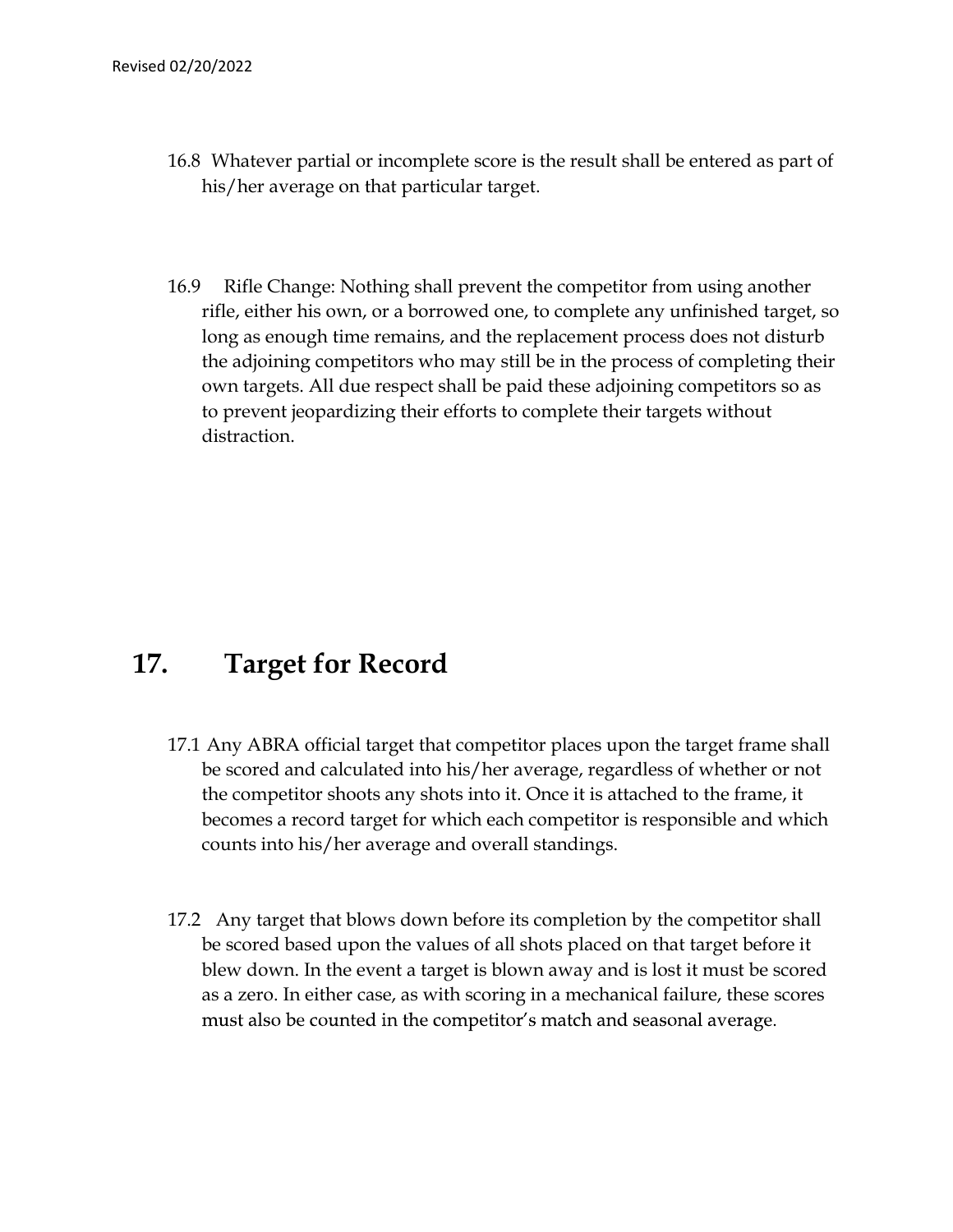16.8 Whatever partial or incomplete score is the result shall be entered as part of his/her average on that particular target.

16.9 Rifle Change: Nothing shall prevent the competitor from using another rifle, either his own, or a borrowed one, to complete any unfinished target, so long as enough time remains, and the replacement process does not disturb the adjoining competitors who may still be in the process of completing their own targets. All due respect shall be paid these adjoining competitors so as to prevent jeopardizing their efforts to complete their targets without distraction.

# 17. Target for Record

17.1 Any ABRA official target that competitor places upon the target frame shall be scored and calculated into his/her average, regardless of whether or not the competitor shoots any shots into it. Once it is attached to the frame, it becomes a record target for which each competitor is responsible and which counts into his/her average and overall standings.

17.2 Any target that blows down before its completion by the competitor shall be scored based upon the values of all shots placed on that target before it blew down. In the event a target is blown away and is lost it must be scored as a zero. In either case, as with scoring in a mechanical failure, these scores must also be counted in the competitor's match and seasonal average.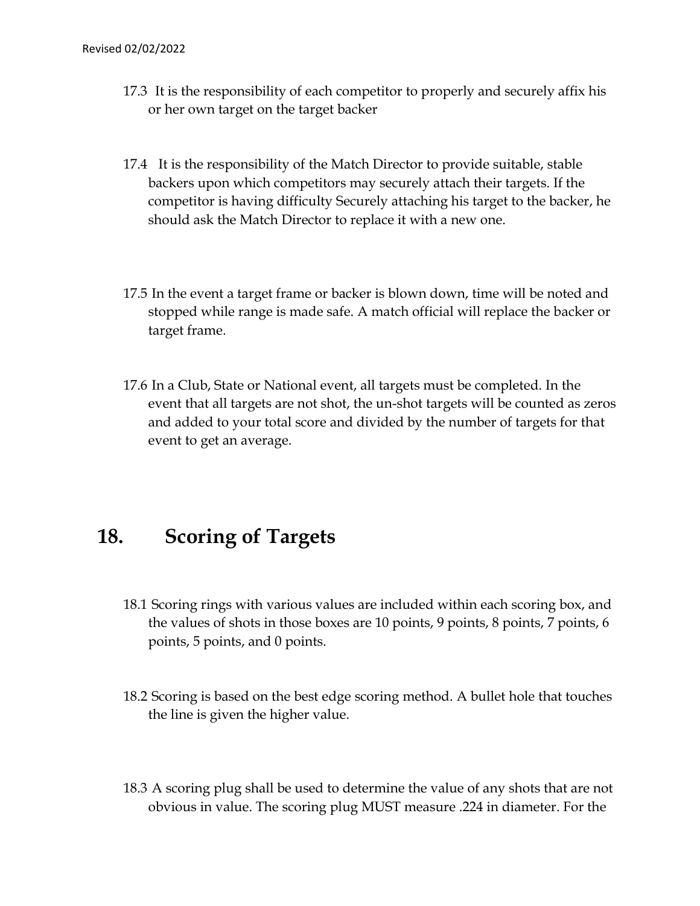17.3 It is the responsibility of each competitor to properly and securely affix his or her own target on the target backer

17.4 It is the responsibility of the Match Director to provide suitable, stable backers upon which competitors may securely attach their targets. If the competitor is having difficulty Securely attaching his target to the backer, he should ask the Match Director to replace it with a new one.

17.5 In the event a target frame or backer is blown down, time will be noted and stopped while range is made safe. A match official will replace the backer or target frame.

17.6 In a Club, State or National event, all targets must be completed. In the event that all targets are not shot, the un-shot targets will be counted as zeros and added to your total score and divided by the number of targets for that event to get an average.

## 18. Scoring of Targets

18.1 Scoring rings with various values are included within each scoring box, and the values of shots in those boxes are 10 points, 9 points, 8 points, 7 points, 6 points, 5 points, and 0 points.

18.2 Scoring is based on the best edge scoring method. A bullet hole that touches the line is given the higher value.

18.3 A scoring plug shall be used to determine the value of any shots that are not obvious in value. The scoring plug MUST measure .224 in diameter. For the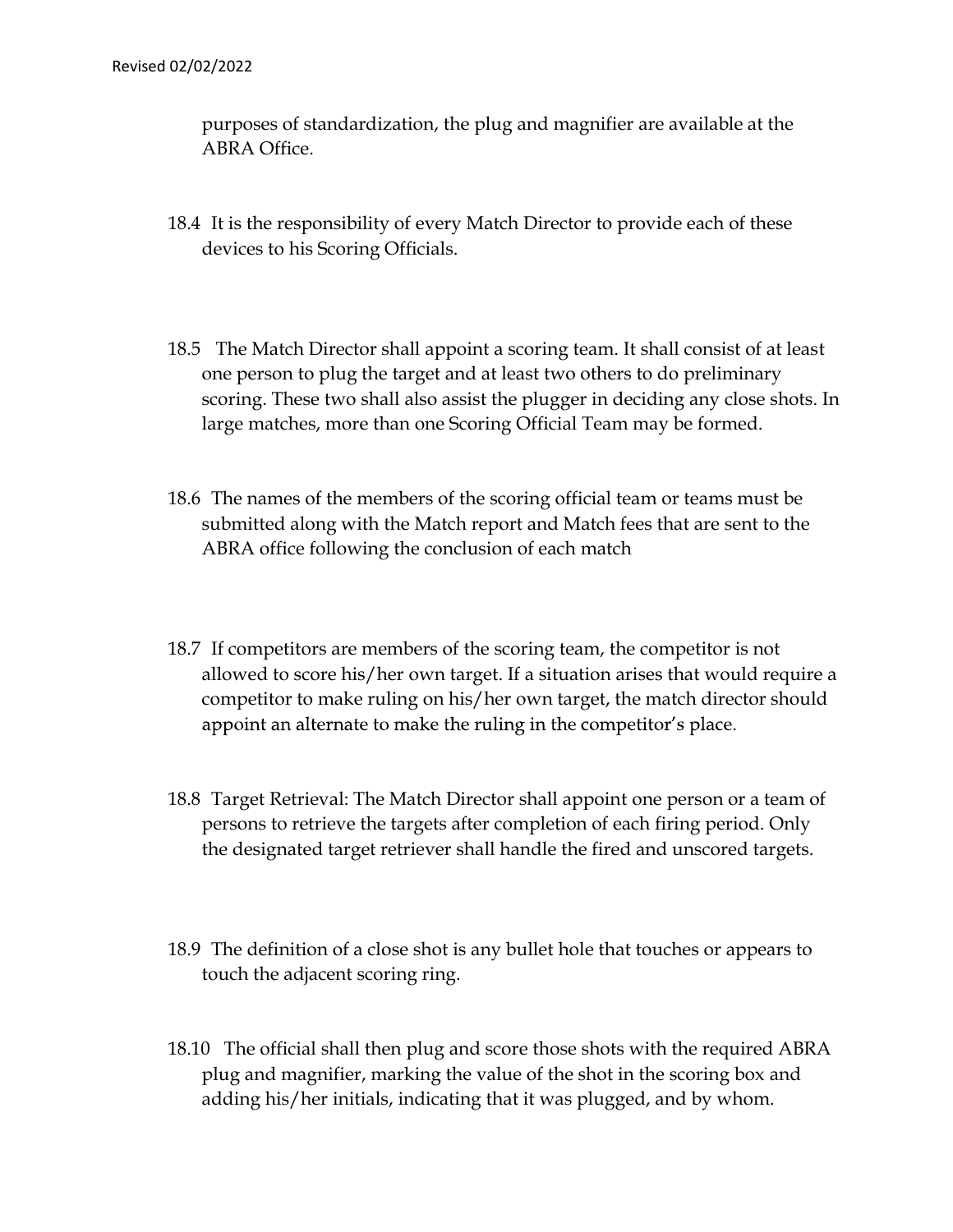purposes of standardization, the plug and magnifier are available at the ABRA Office.

18.4 It is the responsibility of every Match Director to provide each of these devices to his Scoring Officials.

18.5 The Match Director shall appoint a scoring team. It shall consist of at least one person to plug the target and at least two others to do preliminary scoring. These two shall also assist the plugger in deciding any close shots. In large matches, more than one Scoring Official Team may be formed.

18.6 The names of the members of the scoring official team or teams must be submitted along with the Match report and Match fees that are sent to the ABRA office following the conclusion of each match

18.7 If competitors are members of the scoring team, the competitor is not allowed to score his/her own target. If a situation arises that would require a competitor to make ruling on his/her own target, the match director should appoint an alternate to make the ruling in the competitor's place.

18.8 Target Retrieval: The Match Director shall appoint one person or a team of persons to retrieve the targets after completion of each firing period. Only the designated target retriever shall handle the fired and unscored targets.

18.9 The definition of a close shot is any bullet hole that touches or appears to touch the adjacent scoring ring.

18.10 The official shall then plug and score those shots with the required ABRA plug and magnifier, marking the value of the shot in the scoring box and adding his/her initials, indicating that it was plugged, and by whom.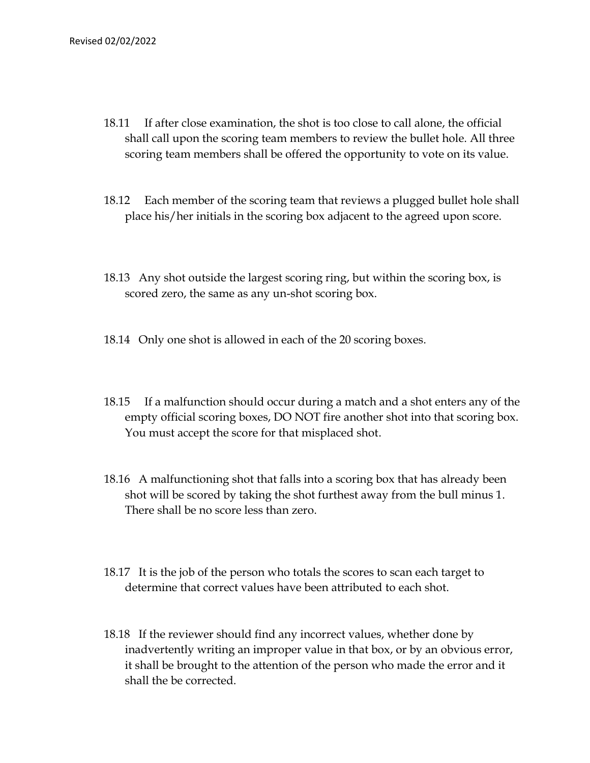18.11 If after close examination, the shot is too close to call alone, the official shall call upon the scoring team members to review the bullet hole. All three scoring team members shall be offered the opportunity to vote on its value.

18.12 Each member of the scoring team that reviews a plugged bullet hole shall place his/her initials in the scoring box adjacent to the agreed upon score.

18.13 Any shot outside the largest scoring ring, but within the scoring box, is scored zero, the same as any un-shot scoring box.

18.14 Only one shot is allowed in each of the 20 scoring boxes.

18.15 If a malfunction should occur during a match and a shot enters any of the empty official scoring boxes, DO NOT fire another shot into that scoring box. You must accept the score for that misplaced shot.

18.16 A malfunctioning shot that falls into a scoring box that has already been shot will be scored by taking the shot furthest away from the bull minus 1. There shall be no score less than zero.

18.17 It is the job of the person who totals the scores to scan each target to determine that correct values have been attributed to each shot.

18.18 If the reviewer should find any incorrect values, whether done by inadvertently writing an improper value in that box, or by an obvious error, it shall be brought to the attention of the person who made the error and it shall the be corrected.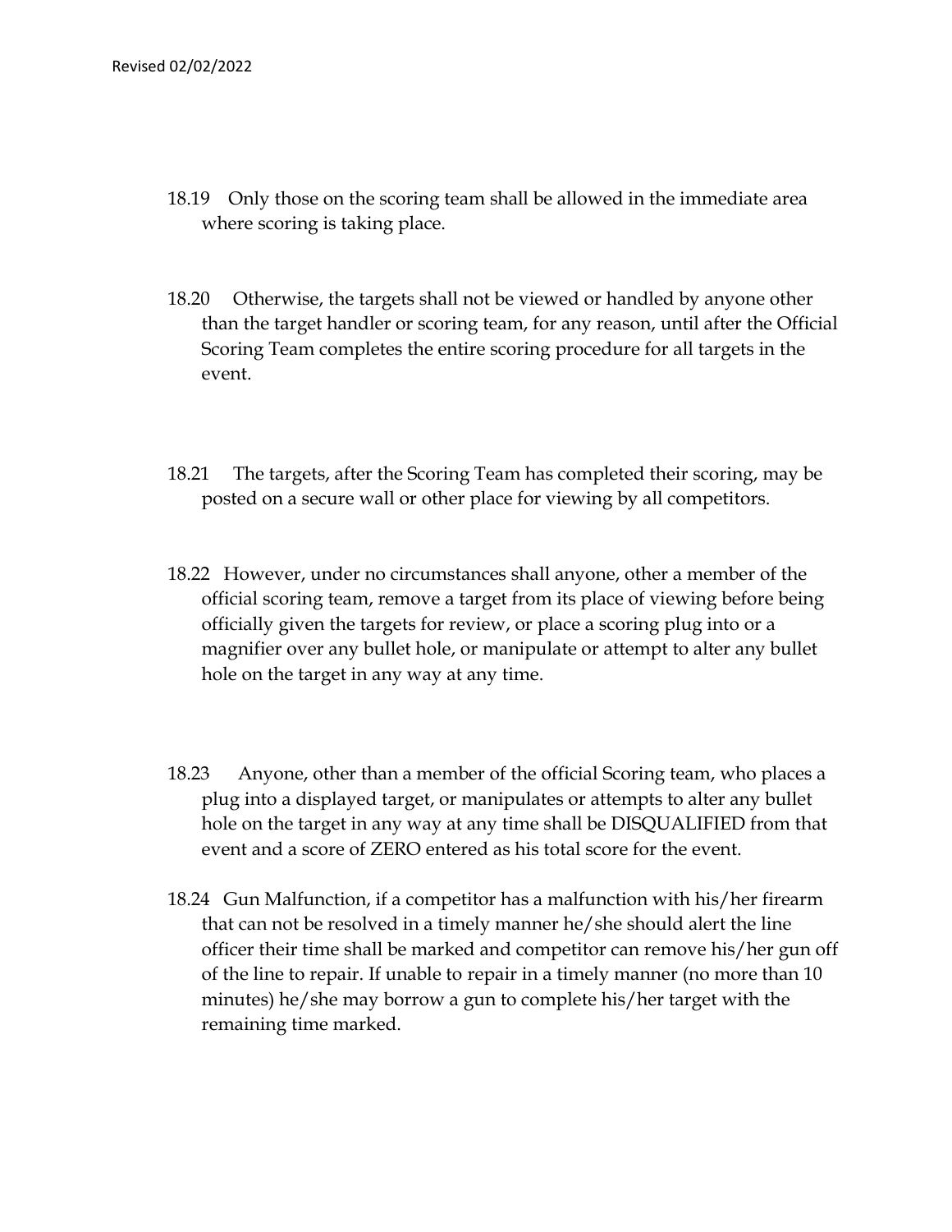18.19 Only those on the scoring team shall be allowed in the immediate area where scoring is taking place.

18.20 Otherwise, the targets shall not be viewed or handled by anyone other than the target handler or scoring team, for any reason, until after the Official Scoring Team completes the entire scoring procedure for all targets in the event.

18.21 The targets, after the Scoring Team has completed their scoring, may be posted on a secure wall or other place for viewing by all competitors.

18.22 However, under no circumstances shall anyone, other a member of the official scoring team, remove a target from its place of viewing before being officially given the targets for review, or place a scoring plug into or a magnifier over any bullet hole, or manipulate or attempt to alter any bullet hole on the target in any way at any time.

18.23 Anyone, other than a member of the official Scoring team, who places a plug into a displayed target, or manipulates or attempts to alter any bullet hole on the target in any way at any time shall be DISQUALIFIED from that event and a score of ZERO entered as his total score for the event.

18.24 Gun Malfunction, if a competitor has a malfunction with his/her firearm that can not be resolved in a timely manner he/she should alert the line officer their time shall be marked and competitor can remove his/her gun off of the line to repair. If unable to repair in a timely manner (no more than 10 minutes) he/she may borrow a gun to complete his/her target with the remaining time marked.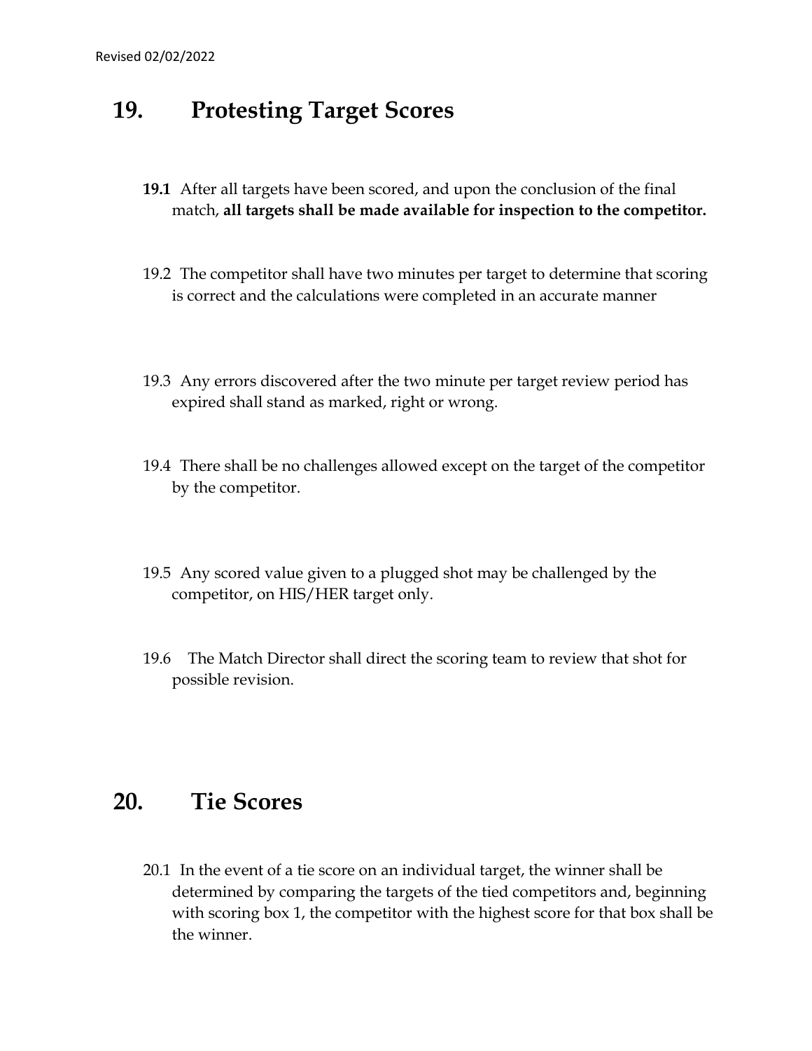## 19. Protesting Target Scores

**19.1** After all targets have been scored, and upon the conclusion of the final match, **all targets shall be made available for inspection to the competitor.**

19.2 The competitor shall have two minutes per target to determine that scoring is correct and the calculations were completed in an accurate manner

19.3 Any errors discovered after the two minute per target review period has expired shall stand as marked, right or wrong.

19.4 There shall be no challenges allowed except on the target of the competitor by the competitor.

19.5 Any scored value given to a plugged shot may be challenged by the competitor, on HIS/HER target only.

19.6 The Match Director shall direct the scoring team to review that shot for possible revision.

## 20. Tie Scores

20.1 In the event of a tie score on an individual target, the winner shall be determined by comparing the targets of the tied competitors and, beginning with scoring box 1, the competitor with the highest score for that box shall be the winner.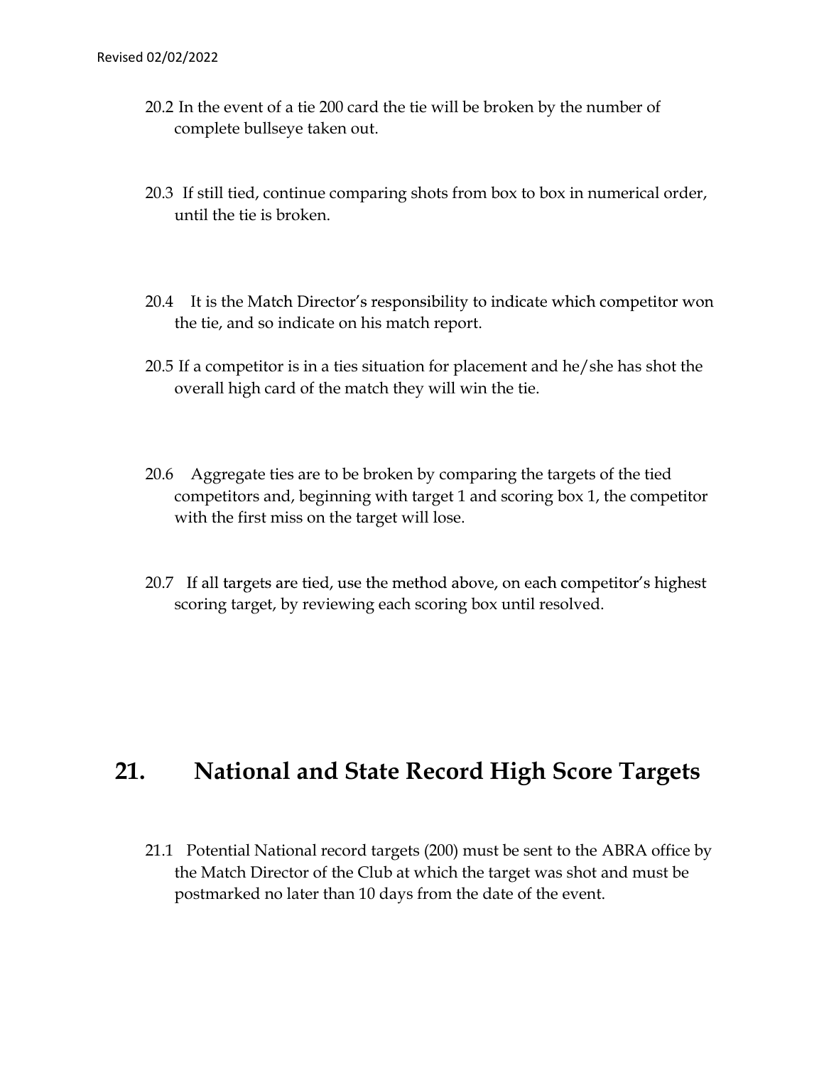20.2 In the event of a tie 200 card the tie will be broken by the number of complete bullseye taken out.

20.3 If still tied, continue comparing shots from box to box in numerical order, until the tie is broken.

20.4 It is the Match Director's responsibility to indicate which competitor won the tie, and so indicate on his match report.

20.5 If a competitor is in a ties situation for placement and he/she has shot the overall high card of the match they will win the tie.

20.6 Aggregate ties are to be broken by comparing the targets of the tied competitors and, beginning with target 1 and scoring box 1, the competitor with the first miss on the target will lose.

20.7 If all targets are tied, use the method above, on each competitor's highest scoring target, by reviewing each scoring box until resolved.

## 21. National and State Record High Score Targets

21.1 Potential National record targets (200) must be sent to the ABRA office by the Match Director of the Club at which the target was shot and must be postmarked no later than 10 days from the date of the event.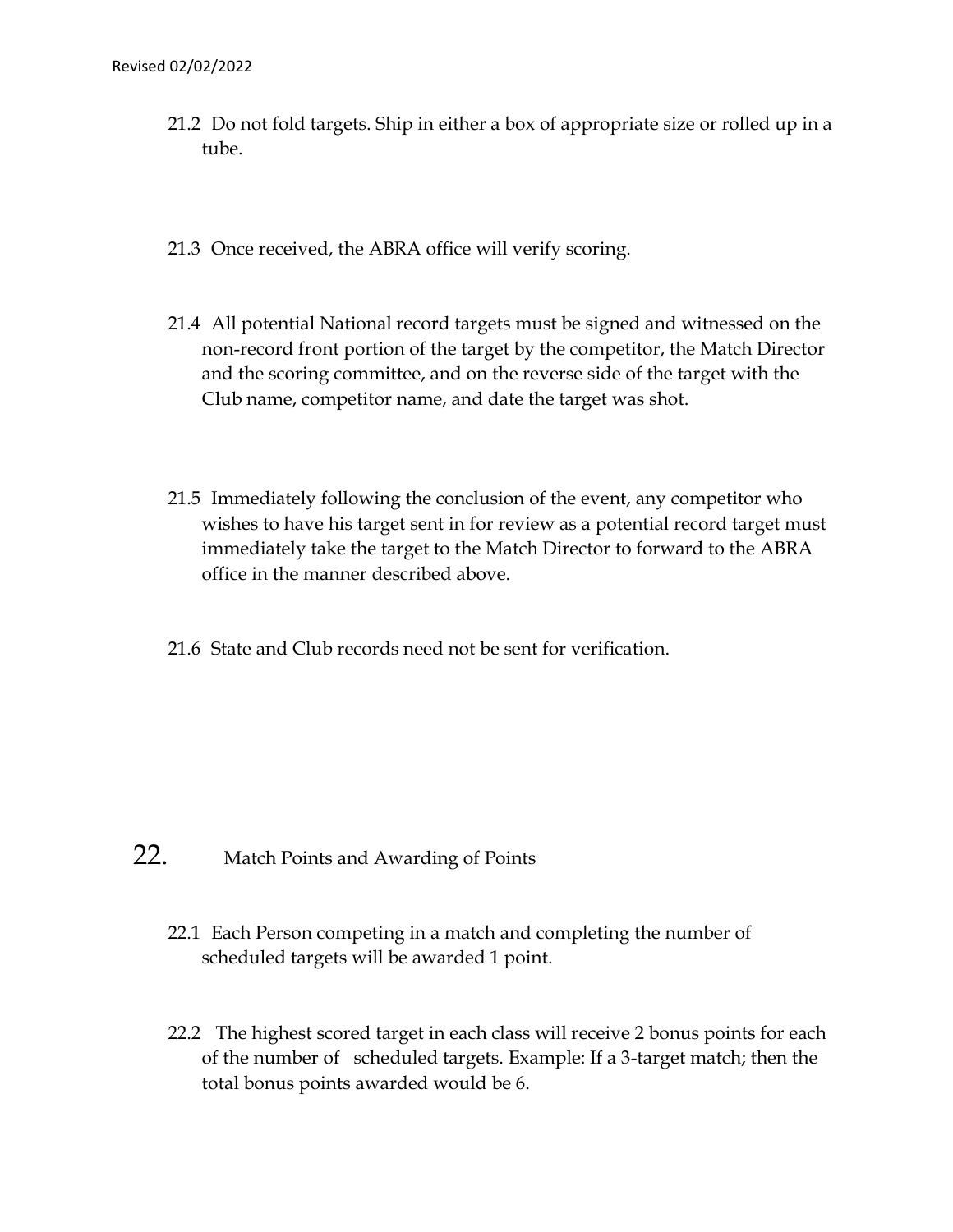21.2 Do not fold targets. Ship in either a box of appropriate size or rolled up in a tube.

21.3 Once received, the ABRA office will verify scoring.

21.4 All potential National record targets must be signed and witnessed on the non-record front portion of the target by the competitor, the Match Director and the scoring committee, and on the reverse side of the target with the Club name, competitor name, and date the target was shot.

21.5 Immediately following the conclusion of the event, any competitor who wishes to have his target sent in for review as a potential record target must immediately take the target to the Match Director to forward to the ABRA office in the manner described above.

21.6 State and Club records need not be sent for verification.

## 22. Match Points and Awarding of Points

22.1 Each Person competing in a match and completing the number of scheduled targets will be awarded 1 point.

22.2 The highest scored target in each class will receive 2 bonus points for each of the number of scheduled targets. Example: If a 3-target match; then the total bonus points awarded would be 6.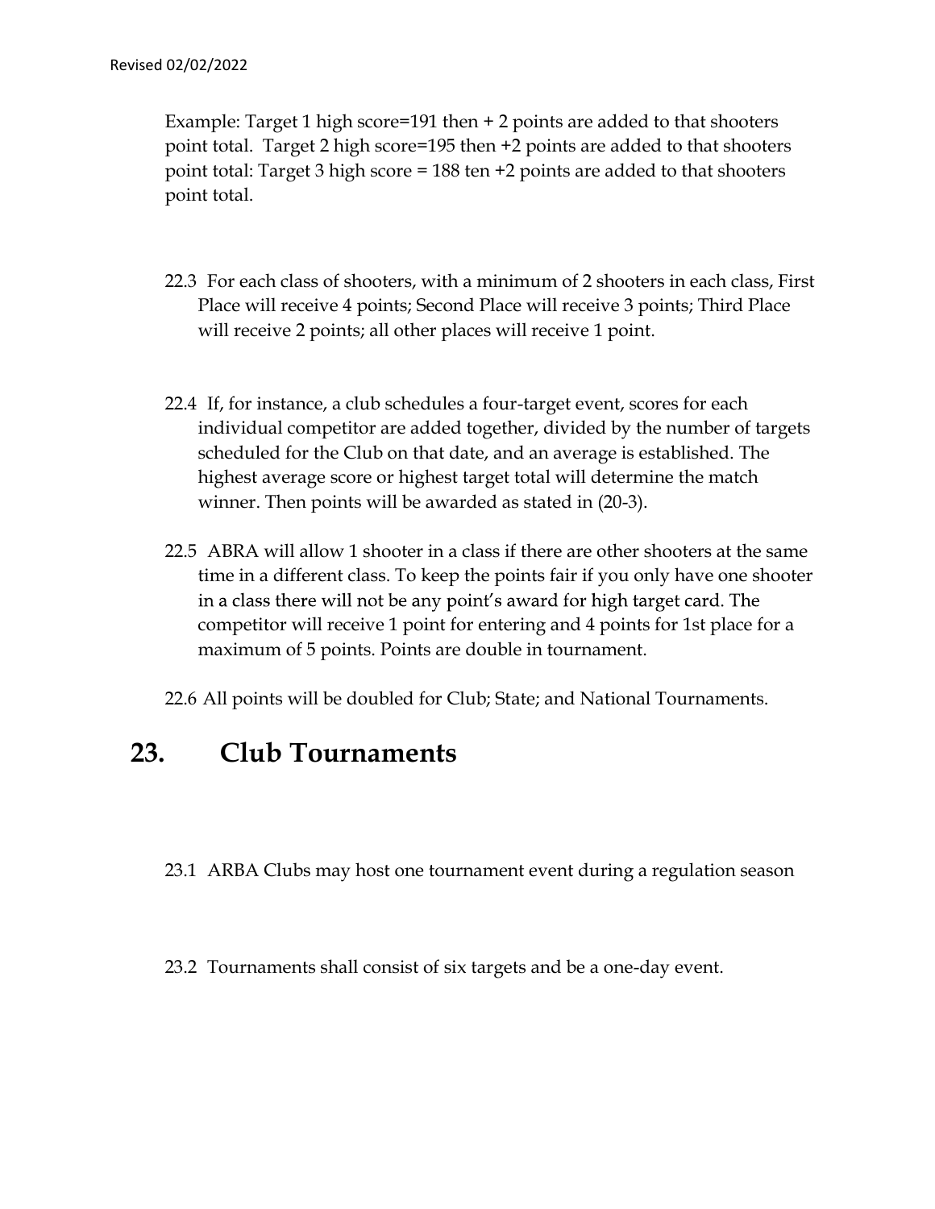Example: Target 1 high score=191 then + 2 points are added to that shooters point total. Target 2 high score=195 then +2 points are added to that shooters point total: Target 3 high score = 188 ten +2 points are added to that shooters point total.

22.3 For each class of shooters, with a minimum of 2 shooters in each class, First Place will receive 4 points; Second Place will receive 3 points; Third Place will receive 2 points; all other places will receive 1 point.

22.4 If, for instance, a club schedules a four-target event, scores for each individual competitor are added together, divided by the number of targets scheduled for the Club on that date, and an average is established. The highest average score or highest target total will determine the match winner. Then points will be awarded as stated in (20-3).

22.5 ABRA will allow 1 shooter in a class if there are other shooters at the same time in a different class. To keep the points fair if you only have one shooter in a class there will not be any point's award for high target card. The competitor will receive 1 point for entering and 4 points for 1st place for a maximum of 5 points. Points are double in tournament.

22.6 All points will be doubled for Club; State; and National Tournaments.

## 23. Club Tournaments

23.1 ARBA Clubs may host one tournament event during a regulation season

23.2 Tournaments shall consist of six targets and be a one-day event.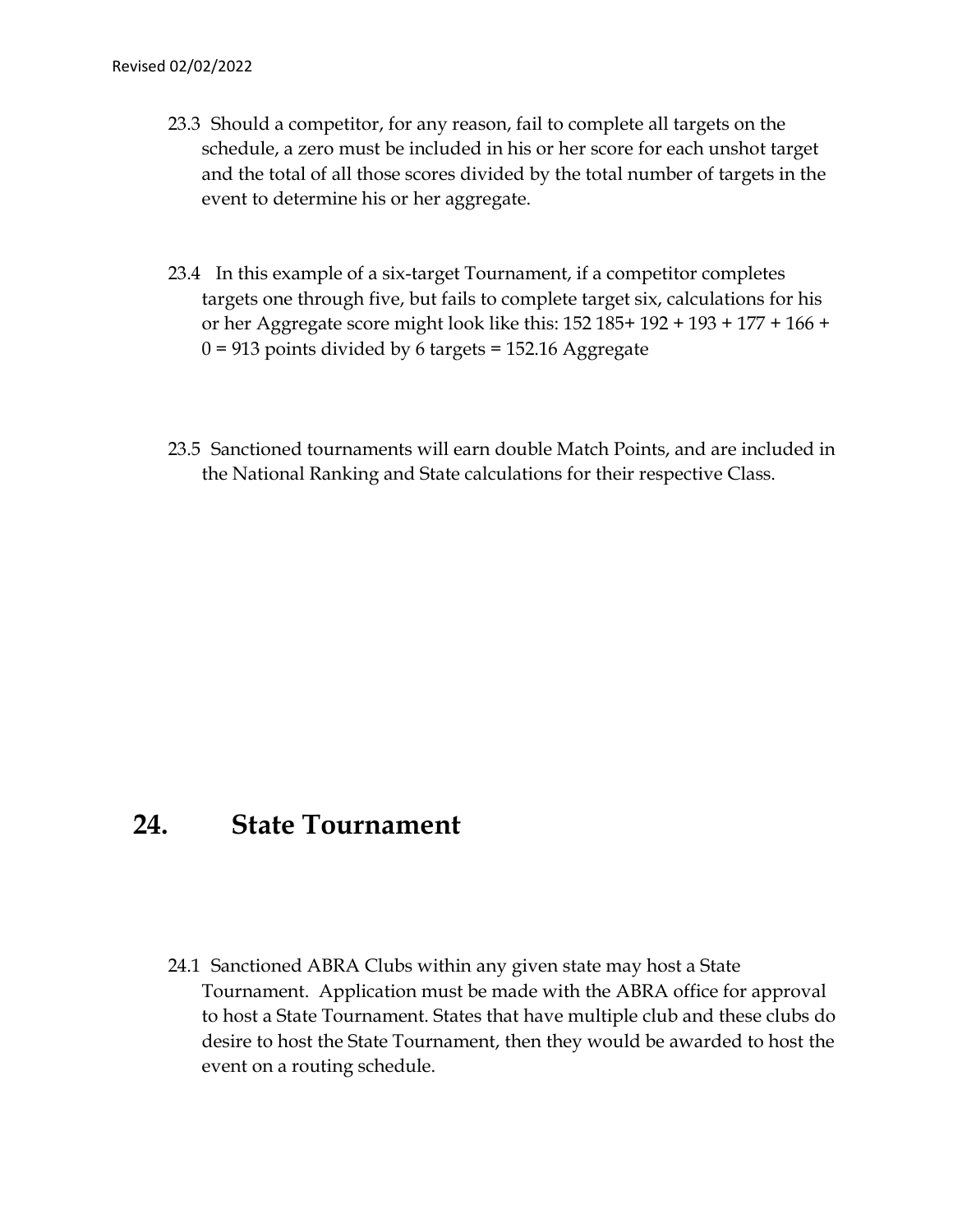23.3 Should a competitor, for any reason, fail to complete all targets on the schedule, a zero must be included in his or her score for each unshot target and the total of all those scores divided by the total number of targets in the event to determine his or her aggregate.

23.4 In this example of a six-target Tournament, if a competitor completes targets one through five, but fails to complete target six, calculations for his or her Aggregate score might look like this: 152 185+ 192 + 193 + 177 + 166 + 0 = 913 points divided by 6 targets = 152.16 Aggregate

23.5 Sanctioned tournaments will earn double Match Points, and are included in the National Ranking and State calculations for their respective Class.

## 24. State Tournament

24.1 Sanctioned ABRA Clubs within any given state may host a State Tournament. Application must be made with the ABRA office for approval to host a State Tournament. States that have multiple club and these clubs do desire to host the State Tournament, then they would be awarded to host the event on a routing schedule.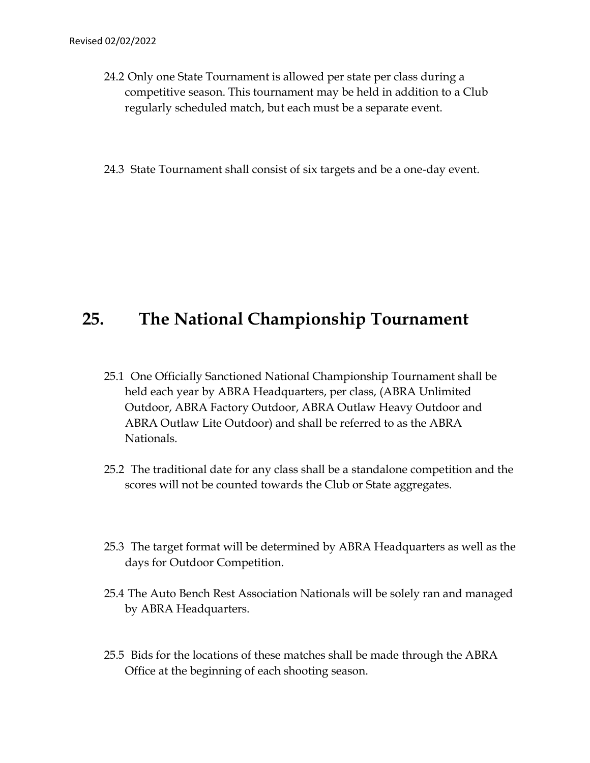24.2 Only one State Tournament is allowed per state per class during a competitive season. This tournament may be held in addition to a Club regularly scheduled match, but each must be a separate event.

24.3 State Tournament shall consist of six targets and be a one-day event.

## 25. The National Championship Tournament

25.1 One Officially Sanctioned National Championship Tournament shall be held each year by ABRA Headquarters, per class, (ABRA Unlimited Outdoor, ABRA Factory Outdoor, ABRA Outlaw Heavy Outdoor and ABRA Outlaw Lite Outdoor) and shall be referred to as the ABRA Nationals.

25.2 The traditional date for any class shall be a standalone competition and the scores will not be counted towards the Club or State aggregates.

25.3 The target format will be determined by ABRA Headquarters as well as the days for Outdoor Competition.

25.4 The Auto Bench Rest Association Nationals will be solely ran and managed by ABRA Headquarters.

25.5 Bids for the locations of these matches shall be made through the ABRA Office at the beginning of each shooting season.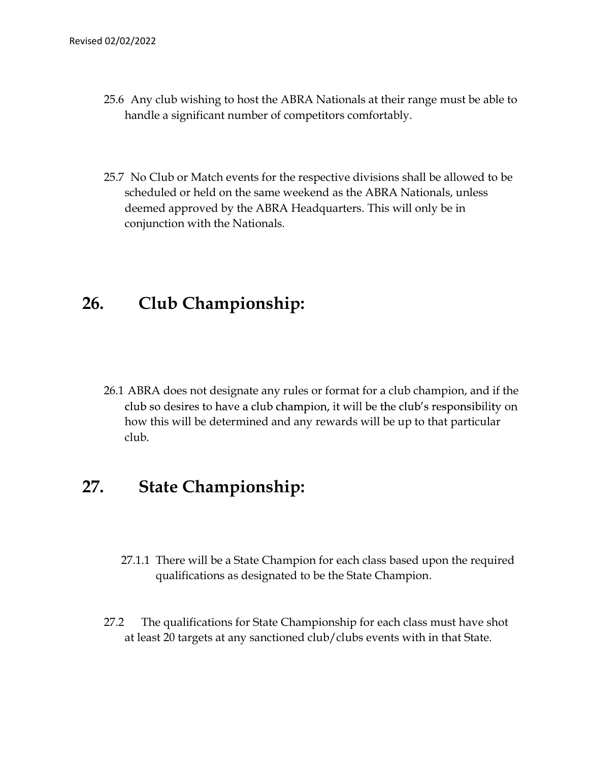25.6 Any club wishing to host the ABRA Nationals at their range must be able to handle a significant number of competitors comfortably.

25.7 No Club or Match events for the respective divisions shall be allowed to be scheduled or held on the same weekend as the ABRA Nationals, unless deemed approved by the ABRA Headquarters. This will only be in conjunction with the Nationals.

# 26. Club Championship:

26.1 ABRA does not designate any rules or format for a club champion, and if the club so desires to have a club champion, it will be the club's responsibility on how this will be determined and any rewards will be up to that particular club.

# 27. State Championship:

27.1.1 There will be a State Champion for each class based upon the required qualifications as designated to be the State Champion.

27.2 The qualifications for State Championship for each class must have shot at least 20 targets at any sanctioned club/clubs events with in that State.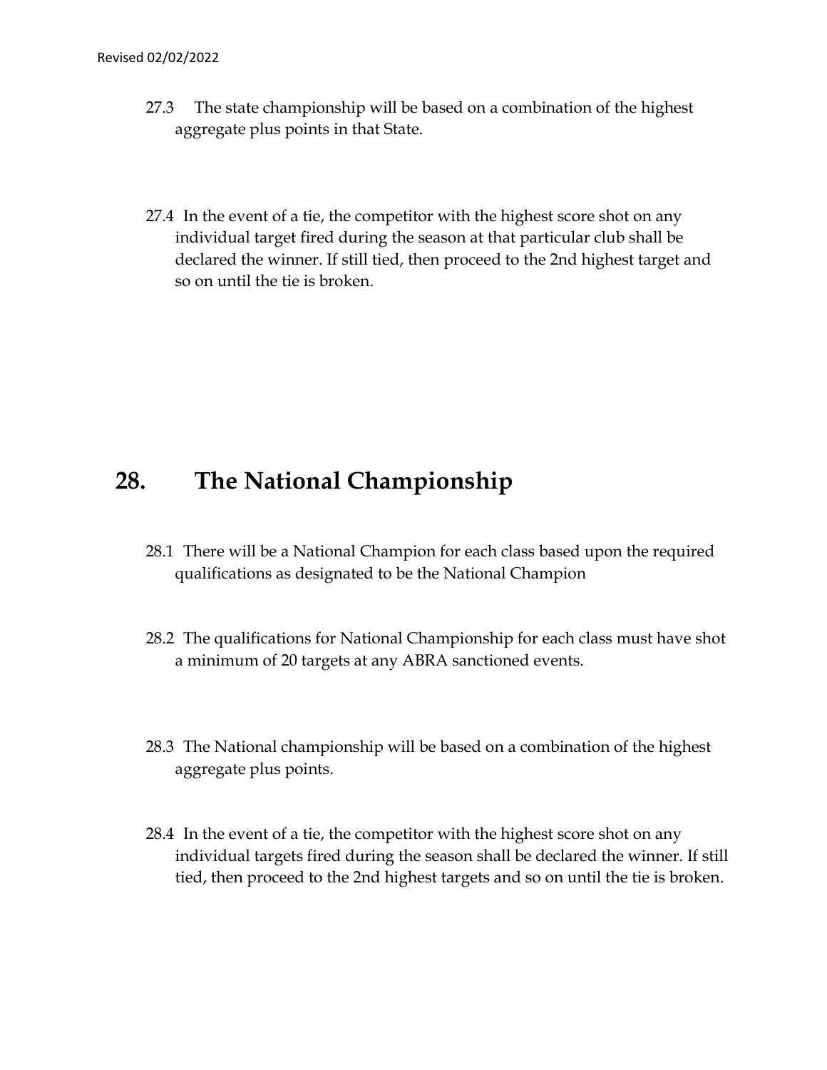27.3 The state championship will be based on a combination of the highest aggregate plus points in that State.

27.4 In the event of a tie, the competitor with the highest score shot on any individual target fired during the season at that particular club shall be declared the winner. If still tied, then proceed to the 2nd highest target and so on until the tie is broken.

## 28. The National Championship

28.1 There will be a National Champion for each class based upon the required qualifications as designated to be the National Champion

28.2 The qualifications for National Championship for each class must have shot a minimum of 20 targets at any ABRA sanctioned events.

28.3 The National championship will be based on a combination of the highest aggregate plus points.

28.4 In the event of a tie, the competitor with the highest score shot on any individual targets fired during the season shall be declared the winner. If still tied, then proceed to the 2nd highest targets and so on until the tie is broken.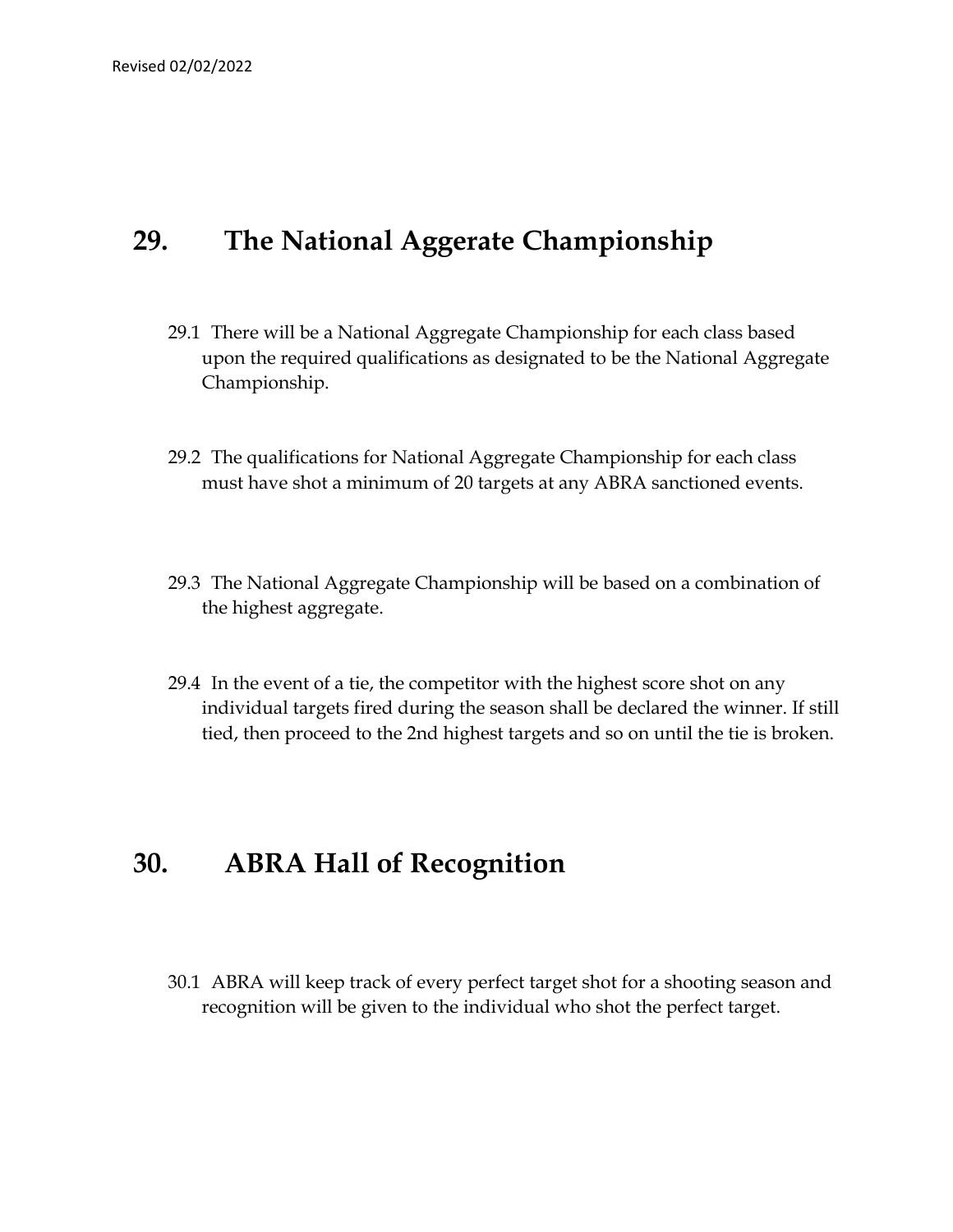## 29. The National Aggerate Championship

29.1 There will be a National Aggregate Championship for each class based upon the required qualifications as designated to be the National Aggregate Championship.

29.2 The qualifications for National Aggregate Championship for each class must have shot a minimum of 20 targets at any ABRA sanctioned events.

29.3 The National Aggregate Championship will be based on a combination of the highest aggregate.

29.4 In the event of a tie, the competitor with the highest score shot on any individual targets fired during the season shall be declared the winner. If still tied, then proceed to the 2nd highest targets and so on until the tie is broken.

## 30. ABRA Hall of Recognition

30.1 ABRA will keep track of every perfect target shot for a shooting season and recognition will be given to the individual who shot the perfect target.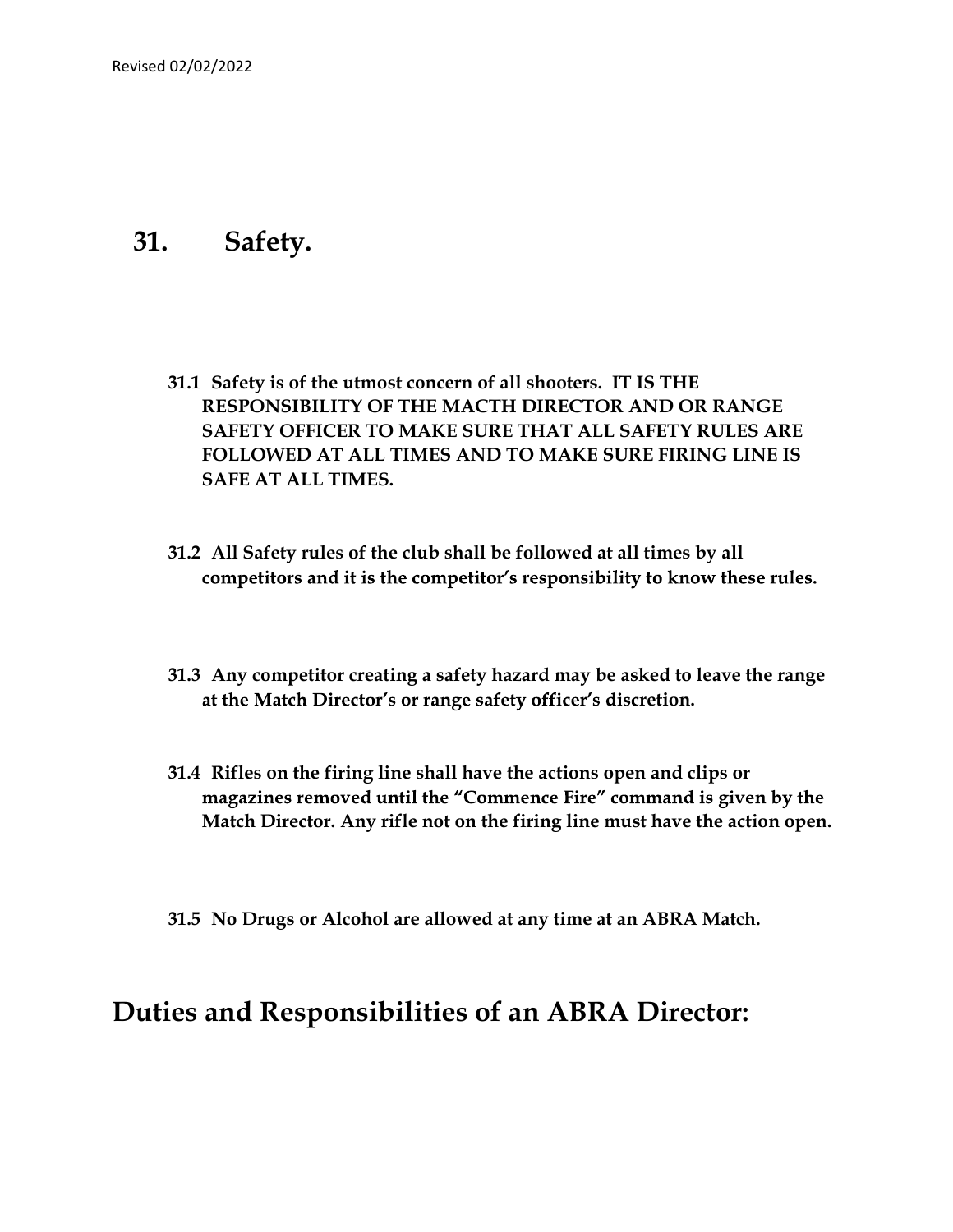# 31. Safety.

**31.1 Safety is of the utmost concern of all shooters. IT IS THE RESPONSIBILITY OF THE MACTH DIRECTOR AND OR RANGE SAFETY OFFICER TO MAKE SURE THAT ALL SAFETY RULES ARE FOLLOWED AT ALL TIMES AND TO MAKE SURE FIRING LINE IS SAFE AT ALL TIMES.**

**31.2 All Safety rules of the club shall be followed at all times by all competitors and it is the competitor's responsibility to know these rules.**

**31.3 Any competitor creating a safety hazard may be asked to leave the range at the Match Director's or range safety officer's discretion.**

**31.4 Rifles on the firing line shall have the actions open and clips or magazines removed until the "Commence Fire" command is given by the Match Director. Any rifle not on the firing line must have the action open.**

**31.5 No Drugs or Alcohol are allowed at any time at an ABRA Match.**

# Duties and Responsibilities of an ABRA Director: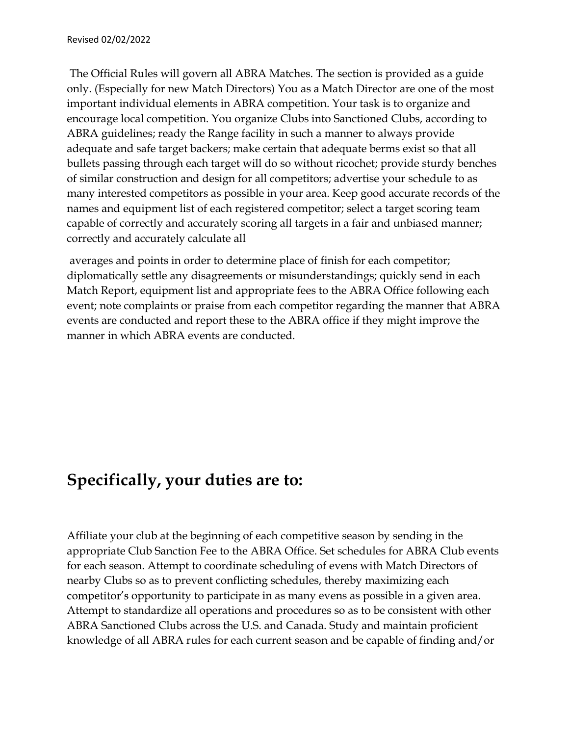Revised 02/02/2022

The Official Rules will govern all ABRA Matches. The section is provided as a guide only. (Especially for new Match Directors) You as a Match Director are one of the most important individual elements in ABRA competition. Your task is to organize and encourage local competition. You organize Clubs into Sanctioned Clubs, according to ABRA guidelines; ready the Range facility in such a manner to always provide adequate and safe target backers; make certain that adequate berms exist so that all bullets passing through each target will do so without ricochet; provide sturdy benches of similar construction and design for all competitors; advertise your schedule to as many interested competitors as possible in your area. Keep good accurate records of the names and equipment list of each registered competitor; select a target scoring team capable of correctly and accurately scoring all targets in a fair and unbiased manner; correctly and accurately calculate all averages and points in order to determine place of finish for each competitor; diplomatically settle any disagreements or misunderstandings; quickly send in each Match Report, equipment list and appropriate fees to the ABRA Office following each event; note complaints or praise from each competitor regarding the manner that ABRA events are conducted and report these to the ABRA office if they might improve the manner in which ABRA events are conducted.

## Specifically, your duties are to:

Affiliate your club at the beginning of each competitive season by sending in the appropriate Club Sanction Fee to the ABRA Office. Set schedules for ABRA Club events for each season. Attempt to coordinate scheduling of evens with Match Directors of nearby Clubs so as to prevent conflicting schedules, thereby maximizing each competitor's opportunity to participate in as many evens as possible in a given area. Attempt to standardize all operations and procedures so as to be consistent with other ABRA Sanctioned Clubs across the U.S. and Canada. Study and maintain proficient knowledge of all ABRA rules for each current season and be capable of finding and/or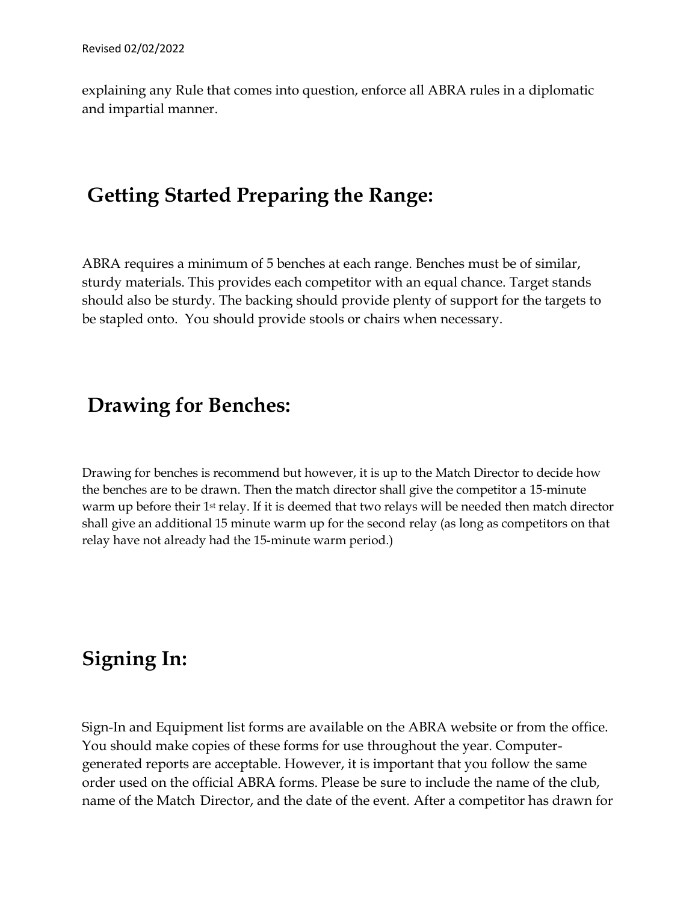explaining any Rule that comes into question, enforce all ABRA rules in a diplomatic and impartial manner.

## Getting Started Preparing the Range:

ABRA requires a minimum of 5 benches at each range. Benches must be of similar, sturdy materials. This provides each competitor with an equal chance. Target stands should also be sturdy. The backing should provide plenty of support for the targets to be stapled onto. You should provide stools or chairs when necessary.

## Drawing for Benches:

Drawing for benches is recommend but however, it is up to the Match Director to decide how the benches are to be drawn. Then the match director shall give the competitor a 15-minute warm up before their 1st relay. If it is deemed that two relays will be needed then match director shall give an additional 15 minute warm up for the second relay (as long as competitors on that relay have not already had the 15-minute warm period.)

## Signing In:

Sign-In and Equipment list forms are available on the ABRA website or from the office. You should make copies of these forms for use throughout the year. Computer-generated reports are acceptable. However, it is important that you follow the same order used on the official ABRA forms. Please be sure to include the name of the club, name of the Match Director, and the date of the event. After a competitor has drawn for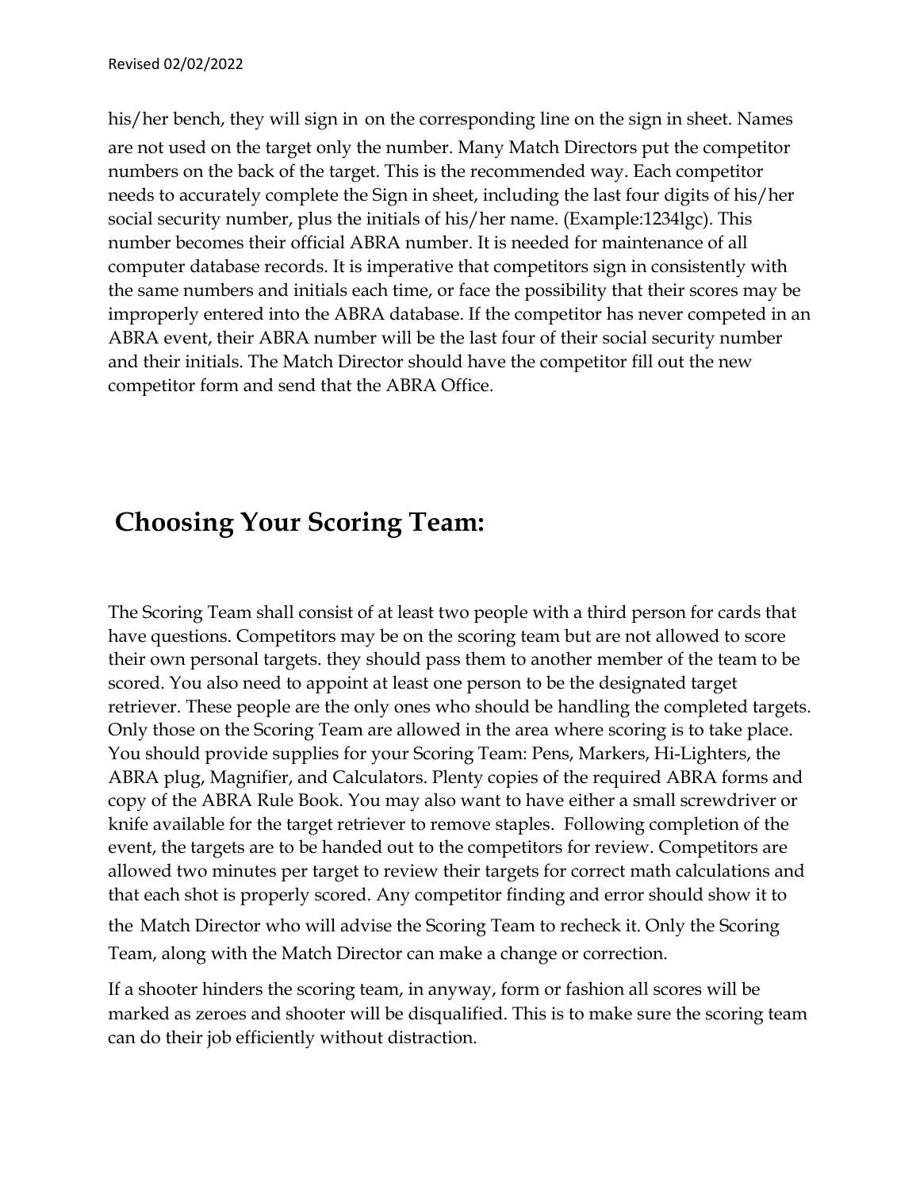his/her bench, they will sign in on the corresponding line on the sign in sheet. Names are not used on the target only the number. Many Match Directors put the competitor numbers on the back of the target. This is the recommended way. Each competitor needs to accurately complete the Sign in sheet, including the last four digits of his/her social security number, plus the initials of his/her name. (Example:1234lgc). This number becomes their official ABRA number. It is needed for maintenance of all computer database records. It is imperative that competitors sign in consistently with the same numbers and initials each time, or face the possibility that their scores may be improperly entered into the ABRA database. If the competitor has never competed in an ABRA event, their ABRA number will be the last four of their social security number and their initials. The Match Director should have the competitor fill out the new competitor form and send that the ABRA Office.

## Choosing Your Scoring Team:

The Scoring Team shall consist of at least two people with a third person for cards that have questions. Competitors may be on the scoring team but are not allowed to score their own personal targets. they should pass them to another member of the team to be scored. You also need to appoint at least one person to be the designated target retriever. These people are the only ones who should be handling the completed targets. Only those on the Scoring Team are allowed in the area where scoring is to take place. You should provide supplies for your Scoring Team: Pens, Markers, Hi-Lighters, the ABRA plug, Magnifier, and Calculators. Plenty copies of the required ABRA forms and copy of the ABRA Rule Book. You may also want to have either a small screwdriver or knife available for the target retriever to remove staples. Following completion of the event, the targets are to be handed out to the competitors for review. Competitors are allowed two minutes per target to review their targets for correct math calculations and that each shot is properly scored. Any competitor finding and error should show it to the Match Director who will advise the Scoring Team to recheck it. Only the Scoring Team, along with the Match Director can make a change or correction.

If a shooter hinders the scoring team, in anyway, form or fashion all scores will be marked as zeroes and shooter will be disqualified. This is to make sure the scoring team can do their job efficiently without distraction.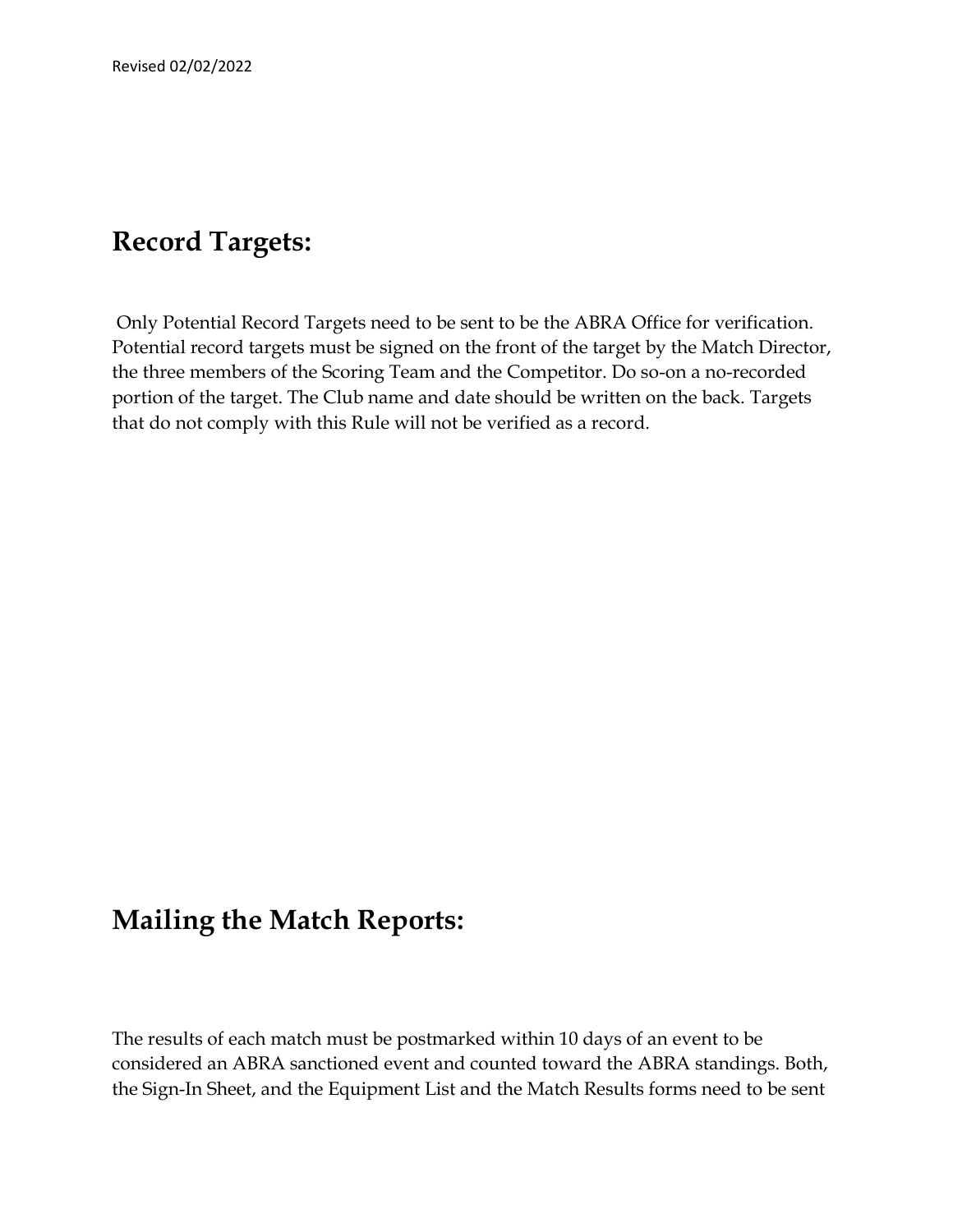## Record Targets:

Only Potential Record Targets need to be sent to be the ABRA Office for verification. Potential record targets must be signed on the front of the target by the Match Director, the three members of the Scoring Team and the Competitor. Do so-on a no-recorded portion of the target. The Club name and date should be written on the back. Targets that do not comply with this Rule will not be verified as a record.

## Mailing the Match Reports:

The results of each match must be postmarked within 10 days of an event to be considered an ABRA sanctioned event and counted toward the ABRA standings. Both, the Sign-In Sheet, and the Equipment List and the Match Results forms need to be sent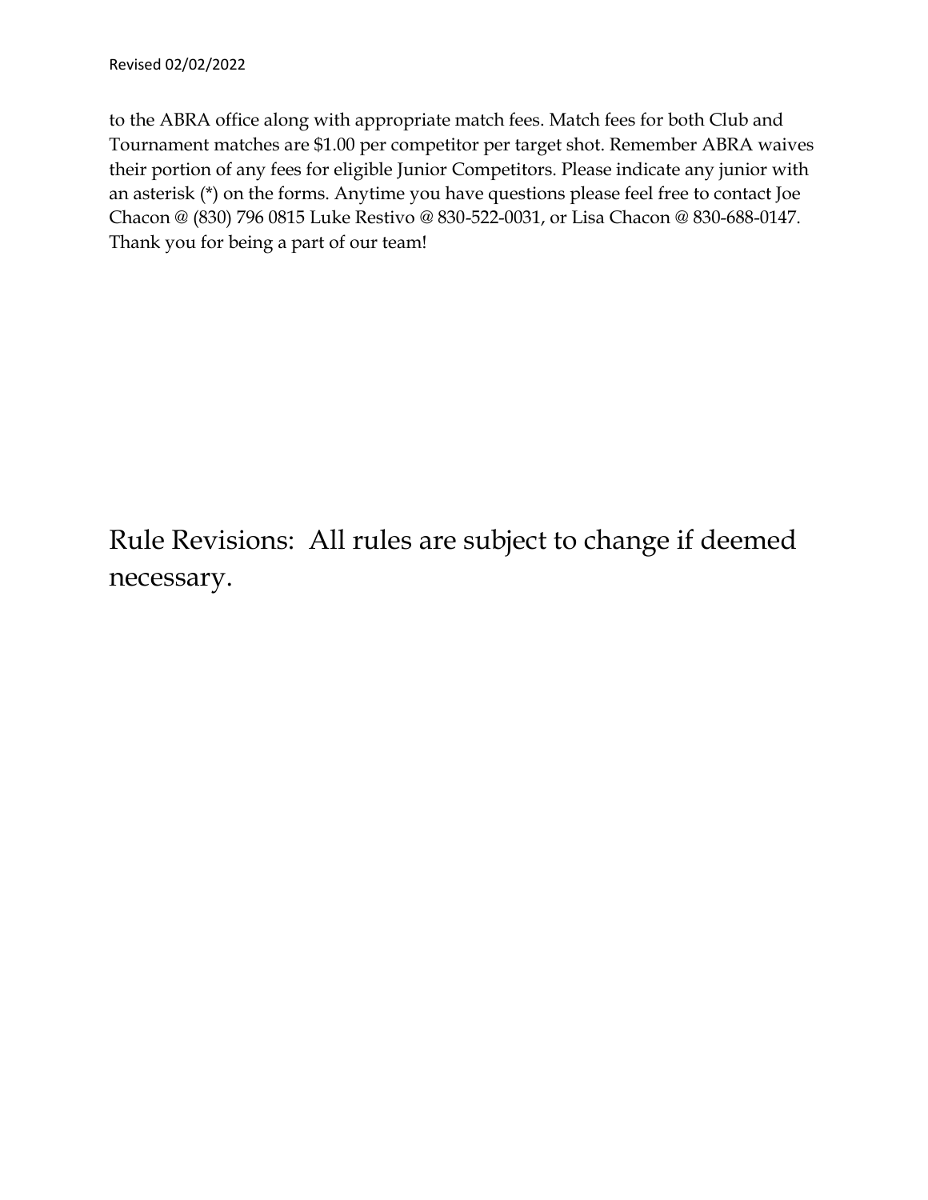to the ABRA office along with appropriate match fees. Match fees for both Club and Tournament matches are $1.00 per competitor per target shot. Remember ABRA waives their portion of any fees for eligible Junior Competitors. Please indicate any junior with an asterisk (*) on the forms. Anytime you have questions please feel free to contact Joe Chacon @ (830) 796 0815 Luke Restivo @ 830-522-0031, or Lisa Chacon @ 830-688-0147. Thank you for being a part of our team!

## Rule Revisions: All rules are subject to change if deemed necessary.